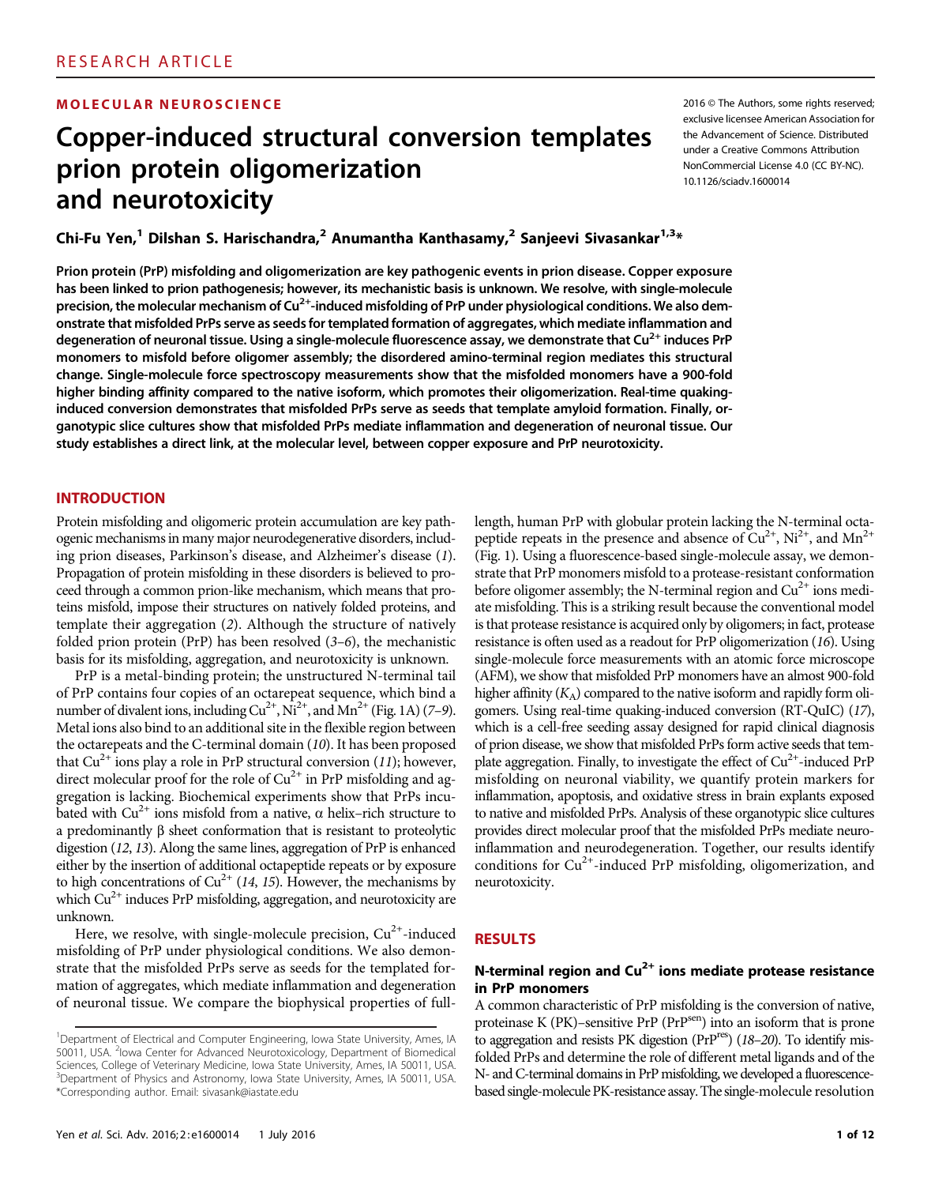RESEARCH ARTICLE

MOLECULAR NEUROSCIENCE

# Copper-induced structural conversion templates prion protein oligomerization and neurotoxicity

2016 © The Authors, some rights reserved; exclusive licensee American Association for the Advancement of Science. Distributed under a Creative Commons Attribution NonCommercial License 4.0 (CC BY-NC). 10.1126/sciadv.1600014

**Chi-Fu Yen,[1] Dilshan S. Harischandra,[2] Anumantha Kanthasamy,[2] Sanjeevi Sivasankar[1,3]***

**Prion protein (PrP) misfolding and oligomerization are key pathogenic events in prion disease. Copper exposure has been linked to prion pathogenesis; however, its mechanistic basis is unknown. We resolve, with single-molecule precision, the molecular mechanism of $Cu^{2+}$-induced misfolding of PrP under physiological conditions. We also demonstrate that misfolded PrPs serve as seeds for templated formation of aggregates, which mediate inflammation and degeneration of neuronal tissue. Using a single-molecule fluorescence assay, we demonstrate that $Cu^{2+}$ induces PrP monomers to misfold before oligomer assembly; the disordered amino-terminal region mediates this structural change. Single-molecule force spectroscopy measurements show that the misfolded monomers have a 900-fold higher binding affinity compared to the native isoform, which promotes their oligomerization. Real-time quaking-induced conversion demonstrates that misfolded PrPs serve as seeds that template amyloid formation. Finally, organotypic slice cultures show that misfolded PrPs mediate inflammation and degeneration of neuronal tissue. Our study establishes a direct link, at the molecular level, between copper exposure and PrP neurotoxicity.**

## INTRODUCTION

Protein misfolding and oligomeric protein accumulation are key pathogenic mechanisms in many major neurodegenerative disorders, including prion diseases, Parkinson's disease, and Alzheimer's disease (*1*). Propagation of protein misfolding in these disorders is believed to proceed through a common prion-like mechanism, which means that proteins misfold, impose their structures on natively folded proteins, and template their aggregation (*2*). Although the structure of natively folded prion protein (PrP) has been resolved (*3–6*), the mechanistic basis for its misfolding, aggregation, and neurotoxicity is unknown.

PrP is a metal-binding protein; the unstructured N-terminal tail of PrP contains four copies of an octarepeat sequence, which bind a number of divalent ions, including $Cu^{2+}$, $Ni^{2+}$, and $Mn^{2+}$ (Fig. 1A) (*7–9*). Metal ions also bind to an additional site in the flexible region between the octarepeats and the C-terminal domain (*10*). It has been proposed that $Cu^{2+}$ ions play a role in PrP structural conversion (*11*); however, direct molecular proof for the role of $Cu^{2+}$ in PrP misfolding and aggregation is lacking. Biochemical experiments show that PrPs incubated with $Cu^{2+}$ ions misfold from a native, α helix–rich structure to a predominantly β sheet conformation that is resistant to proteolytic digestion (*12*, *13*). Along the same lines, aggregation of PrP is enhanced either by the insertion of additional octapeptide repeats or by exposure to high concentrations of $Cu^{2+}$ (*14*, *15*). However, the mechanisms by which $Cu^{2+}$ induces PrP misfolding, aggregation, and neurotoxicity are unknown.

Here, we resolve, with single-molecule precision, $Cu^{2+}$-induced misfolding of PrP under physiological conditions. We also demonstrate that the misfolded PrPs serve as seeds for the templated formation of aggregates, which mediate inflammation and degeneration of neuronal tissue. We compare the biophysical properties of full-length, human PrP with globular protein lacking the N-terminal octapeptide repeats in the presence and absence of $Cu^{2+}$, $Ni^{2+}$, and $Mn^{2+}$ (Fig. 1). Using a fluorescence-based single-molecule assay, we demonstrate that PrP monomers misfold to a protease-resistant conformation before oligomer assembly; the N-terminal region and $Cu^{2+}$ ions mediate misfolding. This is a striking result because the conventional model is that protease resistance is acquired only by oligomers; in fact, protease resistance is often used as a readout for PrP oligomerization (*16*). Using single-molecule force measurements with an atomic force microscope (AFM), we show that misfolded PrP monomers have an almost 900-fold higher affinity ($K_A$) compared to the native isoform and rapidly form oligomers. Using real-time quaking-induced conversion (RT-QuIC) (*17*), which is a cell-free seeding assay designed for rapid clinical diagnosis of prion disease, we show that misfolded PrPs form active seeds that template aggregation. Finally, to investigate the effect of $Cu^{2+}$-induced PrP misfolding on neuronal viability, we quantify protein markers for inflammation, apoptosis, and oxidative stress in brain explants exposed to native and misfolded PrPs. Analysis of these organotypic slice cultures provides direct molecular proof that the misfolded PrPs mediate neuroinflammation and neurodegeneration. Together, our results identify conditions for $Cu^{2+}$-induced PrP misfolding, oligomerization, and neurotoxicity.

## RESULTS

### N-terminal region and $Cu^{2+}$ ions mediate protease resistance in PrP monomers

A common characteristic of PrP misfolding is the conversion of native, proteinase K (PK)–sensitive PrP ($PrP^{sen}$) into an isoform that is prone to aggregation and resists PK digestion ($PrP^{res}$) (*18–20*). To identify misfolded PrPs and determine the role of different metal ligands and of the N- and C-terminal domains in PrP misfolding, we developed a fluorescence-based single-molecule PK-resistance assay. The single-molecule resolution

[1]Department of Electrical and Computer Engineering, Iowa State University, Ames, IA 50011, USA. [2]Iowa Center for Advanced Neurotoxicology, Department of Biomedical Sciences, College of Veterinary Medicine, Iowa State University, Ames, IA 50011, USA. [3]Department of Physics and Astronomy, Iowa State University, Ames, IA 50011, USA.
*Corresponding author. Email: sivasank@iastate.edu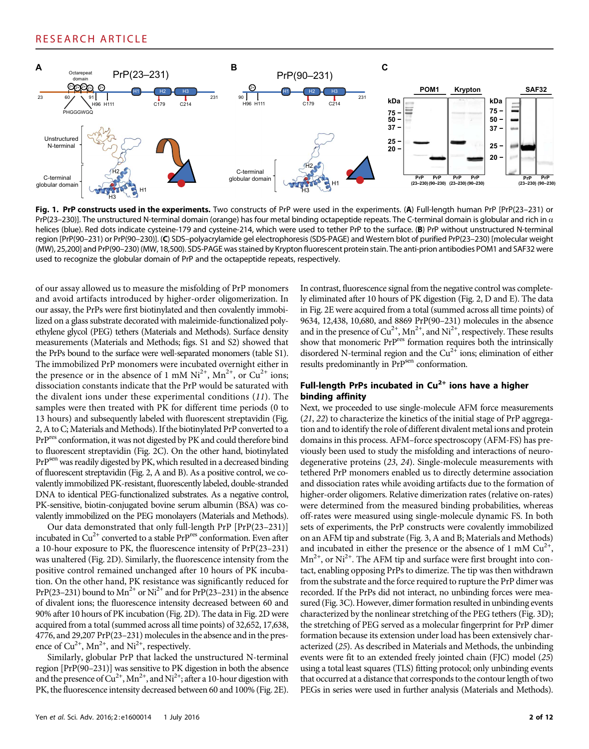**Fig. 1. PrP constructs used in the experiments.** Two constructs of PrP were used in the experiments. (**A**) Full-length human PrP [PrP(23–231) or PrP(23–230)]. The unstructured N-terminal domain (orange) has four metal binding octapeptide repeats. The C-terminal domain is globular and rich in α helices (blue). Red dots indicate cysteine-179 and cysteine-214, which were used to tether PrP to the surface. (**B**) PrP without unstructured N-terminal region [PrP(90–231) or PrP(90–230)]. (**C**) SDS–polyacrylamide gel electrophoresis (SDS-PAGE) and Western blot of purified PrP(23–230) [molecular weight (MW), 25,200] and PrP(90–230) (MW, 18,500). SDS-PAGE was stained by Krypton fluorescent protein stain. The anti-prion antibodies POM1 and SAF32 were used to recognize the globular domain of PrP and the octapeptide repeats, respectively.

of our assay allowed us to measure the misfolding of PrP monomers and avoid artifacts introduced by higher-order oligomerization. In our assay, the PrPs were first biotinylated and then covalently immobilized on a glass substrate decorated with maleimide-functionalized polyethylene glycol (PEG) tethers (Materials and Methods). Surface density measurements (Materials and Methods; figs. S1 and S2) showed that the PrPs bound to the surface were well-separated monomers (table S1). The immobilized PrP monomers were incubated overnight either in the presence or in the absence of 1 mM $Ni^{2+}$, $Mn^{2+}$, or $Cu^{2+}$ ions; dissociation constants indicate that the PrP would be saturated with the divalent ions under these experimental conditions (*11*). The samples were then treated with PK for different time periods (0 to 13 hours) and subsequently labeled with fluorescent streptavidin (Fig. 2, A to C; Materials and Methods). If the biotinylated PrP converted to a $PrP^{res}$ conformation, it was not digested by PK and could therefore bind to fluorescent streptavidin (Fig. 2C). On the other hand, biotinylated $PrP^{sen}$ was readily digested by PK, which resulted in a decreased binding of fluorescent streptavidin (Fig. 2, A and B). As a positive control, we covalently immobilized PK-resistant, fluorescently labeled, double-stranded DNA to identical PEG-functionalized substrates. As a negative control, PK-sensitive, biotin-conjugated bovine serum albumin (BSA) was covalently immobilized on the PEG monolayers (Materials and Methods).

Our data demonstrated that only full-length PrP [PrP(23–231)] incubated in $Cu^{2+}$ converted to a stable $PrP^{res}$ conformation. Even after a 10-hour exposure to PK, the fluorescence intensity of PrP(23–231) was unaltered (Fig. 2D). Similarly, the fluorescence intensity from the positive control remained unchanged after 10 hours of PK incubation. On the other hand, PK resistance was significantly reduced for PrP(23–231) bound to $Mn^{2+}$ or $Ni^{2+}$ and for PrP(23–231) in the absence of divalent ions; the fluorescence intensity decreased between 60 and 90% after 10 hours of PK incubation (Fig. 2D). The data in Fig. 2D were acquired from a total (summed across all time points) of 32,652, 17,638, 4776, and 29,207 PrP(23–231) molecules in the absence and in the presence of $Cu^{2+}$, $Mn^{2+}$, and $Ni^{2+}$, respectively.

Similarly, globular PrP that lacked the unstructured N-terminal region [PrP(90–231)] was sensitive to PK digestion in both the absence and the presence of $Cu^{2+}$, $Mn^{2+}$, and $Ni^{2+}$; after a 10-hour digestion with PK, the fluorescence intensity decreased between 60 and 100% (Fig. 2E). In contrast, fluorescence signal from the negative control was completely eliminated after 10 hours of PK digestion (Fig. 2, D and E). The data in Fig. 2E were acquired from a total (summed across all time points) of 9634, 12,438, 10,680, and 8869 PrP(90–231) molecules in the absence and in the presence of $Cu^{2+}$, $Mn^{2+}$, and $Ni^{2+}$, respectively. These results show that monomeric $PrP^{res}$ formation requires both the intrinsically disordered N-terminal region and the $Cu^{2+}$ ions; elimination of either results predominantly in $PrP^{sen}$ conformation.

## Full-length PrPs incubated in $Cu^{2+}$ ions have a higher binding affinity

Next, we proceeded to use single-molecule AFM force measurements (*21*, *22*) to characterize the kinetics of the initial stage of PrP aggregation and to identify the role of different divalent metal ions and protein domains in this process. AFM–force spectroscopy (AFM-FS) has previously been used to study the misfolding and interactions of neurodegenerative proteins (*23*, *24*). Single-molecule measurements with tethered PrP monomers enabled us to directly determine association and dissociation rates while avoiding artifacts due to the formation of higher-order oligomers. Relative dimerization rates (relative on-rates) were determined from the measured binding probabilities, whereas off-rates were measured using single-molecule dynamic FS. In both sets of experiments, the PrP constructs were covalently immobilized on an AFM tip and substrate (Fig. 3, A and B; Materials and Methods) and incubated in either the presence or the absence of 1 mM $Cu^{2+}$, $Mn^{2+}$, or $Ni^{2+}$. The AFM tip and surface were first brought into contact, enabling opposing PrPs to dimerize. The tip was then withdrawn from the substrate and the force required to rupture the PrP dimer was recorded. If the PrPs did not interact, no unbinding forces were measured (Fig. 3C). However, dimer formation resulted in unbinding events characterized by the nonlinear stretching of the PEG tethers (Fig. 3D); the stretching of PEG served as a molecular fingerprint for PrP dimer formation because its extension under load has been extensively characterized (*25*). As described in Materials and Methods, the unbinding events were fit to an extended freely jointed chain (FJC) model (*25*) using a total least squares (TLS) fitting protocol; only unbinding events that occurred at a distance that corresponds to the contour length of two PEGs in series were used in further analysis (Materials and Methods).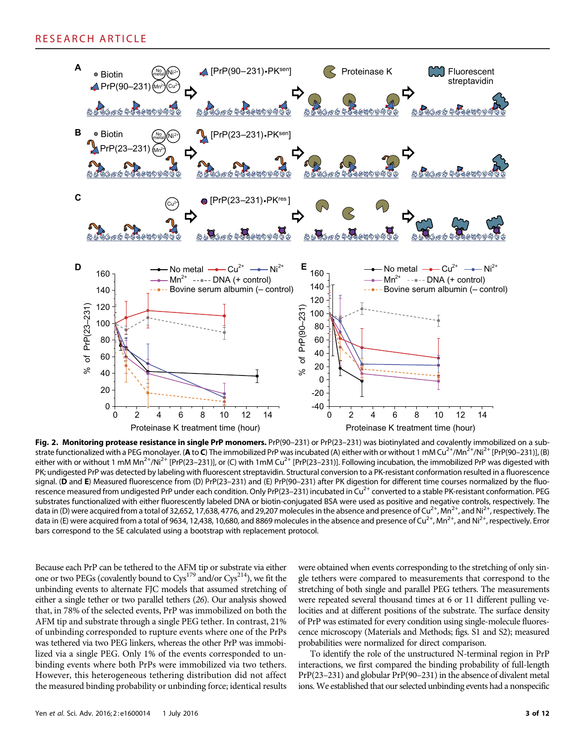**Fig. 2. Monitoring protease resistance in single PrP monomers.** PrP(90–231) or PrP(23–231) was biotinylated and covalently immobilized on a substrate functionalized with a PEG monolayer. (**A** to **C**) The immobilized PrP was incubated (A) either with or without 1 mM $Cu^{2+}$/$Mn^{2+}$/$Ni^{2+}$ [PrP(90–231)], (B) either with or without 1 mM $Mn^{2+}$/$Ni^{2+}$ [PrP(23–231)], or (C) with 1mM $Cu^{2+}$ [PrP(23–231)]. Following incubation, the immobilized PrP was digested with PK; undigested PrP was detected by labeling with fluorescent streptavidin. Structural conversion to a PK-resistant conformation resulted in a fluorescence signal. (**D** and **E**) Measured fluorescence from (D) PrP(23–231) and (E) PrP(90–231) after PK digestion for different time courses normalized by the fluorescence measured from undigested PrP under each condition. Only PrP(23–231) incubated in $Cu^{2+}$ converted to a stable PK-resistant conformation. PEG substrates functionalized with either fluorescently labeled DNA or biotin-conjugated BSA were used as positive and negative controls, respectively. The data in (D) were acquired from a total of 32,652, 17,638, 4776, and 29,207 molecules in the absence and presence of $Cu^{2+}$, $Mn^{2+}$, and $Ni^{2+}$, respectively. The data in (E) were acquired from a total of 9634, 12,438, 10,680, and 8869 molecules in the absence and presence of $Cu^{2+}$, $Mn^{2+}$, and $Ni^{2+}$, respectively. Error bars correspond to the SE calculated using a bootstrap with replacement protocol.

Because each PrP can be tethered to the AFM tip or substrate via either one or two PEGs (covalently bound to $Cys^{179}$ and/or $Cys^{214}$), we fit the unbinding events to alternate FJC models that assumed stretching of either a single tether or two parallel tethers (26). Our analysis showed that, in 78% of the selected events, PrP was immobilized on both the AFM tip and substrate through a single PEG tether. In contrast, 21% of unbinding corresponded to rupture events where one of the PrPs was tethered via two PEG linkers, whereas the other PrP was immobilized via a single PEG. Only 1% of the events corresponded to unbinding events where both PrPs were immobilized via two tethers. However, this heterogeneous tethering distribution did not affect the measured binding probability or unbinding force; identical results were obtained when events corresponding to the stretching of only single tethers were compared to measurements that correspond to the stretching of both single and parallel PEG tethers. The measurements were repeated several thousand times at 6 or 11 different pulling velocities and at different positions of the substrate. The surface density of PrP was estimated for every condition using single-molecule fluorescence microscopy (Materials and Methods; figs. S1 and S2); measured probabilities were normalized for direct comparison.

To identify the role of the unstructured N-terminal region in PrP interactions, we first compared the binding probability of full-length PrP(23–231) and globular PrP(90–231) in the absence of divalent metal ions. We established that our selected unbinding events had a nonspecific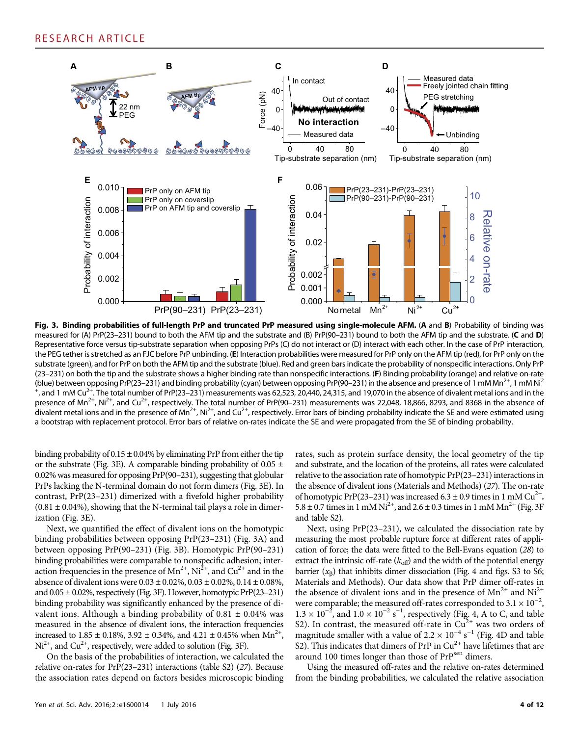**Fig. 3. Binding probabilities of full-length PrP and truncated PrP measured using single-molecule AFM.** (**A** and **B**) Probability of binding was measured for (A) PrP(23–231) bound to both the AFM tip and the substrate and (B) PrP(90–231) bound to both the AFM tip and the substrate. (**C** and **D**) Representative force versus tip-substrate separation when opposing PrPs (C) do not interact or (D) interact with each other. In the case of PrP interaction, the PEG tether is stretched as an FJC before PrP unbinding. (**E**) Interaction probabilities were measured for PrP only on the AFM tip (red), for PrP only on the substrate (green), and for PrP on both the AFM tip and the substrate (blue). Red and green bars indicate the probability of nonspecific interactions. Only PrP (23–231) on both the tip and the substrate shows a higher binding rate than nonspecific interactions. (**F**) Binding probability (orange) and relative on-rate (blue) between opposing PrP(23–231) and binding probability (cyan) between opposing PrP(90–231) in the absence and presence of 1 mM $Mn^{2+}$, 1 mM $Ni^{2+}$, and 1 mM $Cu^{2+}$. The total number of PrP(23–231) measurements was 62,523, 20,440, 24,315, and 19,070 in the absence of divalent metal ions and in the presence of $Mn^{2+}$, $Ni^{2+}$, and $Cu^{2+}$, respectively. The total number of PrP(90–231) measurements was 22,048, 18,866, 8293, and 8368 in the absence of divalent metal ions and in the presence of $Mn^{2+}$, $Ni^{2+}$, and $Cu^{2+}$, respectively. Error bars of binding probability indicate the SE and were estimated using a bootstrap with replacement protocol. Error bars of relative on-rates indicate the SE and were propagated from the SE of binding probability.

binding probability of 0.15 ± 0.04% by eliminating PrP from either the tip or the substrate (Fig. 3E). A comparable binding probability of 0.05 ± 0.02% was measured for opposing PrP(90–231), suggesting that globular PrPs lacking the N-terminal domain do not form dimers (Fig. 3E). In contrast, PrP(23–231) dimerized with a fivefold higher probability (0.81 ± 0.04%), showing that the N-terminal tail plays a role in dimerization (Fig. 3E).

Next, we quantified the effect of divalent ions on the homotypic binding probabilities between opposing PrP(23–231) (Fig. 3A) and between opposing PrP(90–231) (Fig. 3B). Homotypic PrP(90–231) binding probabilities were comparable to nonspecific adhesion; interaction frequencies in the presence of $Mn^{2+}$, $Ni^{2+}$, and $Cu^{2+}$ and in the absence of divalent ions were 0.03 ± 0.02%, 0.03 ± 0.02%, 0.14 ± 0.08%, and 0.05 ± 0.02%, respectively (Fig. 3F). However, homotypic PrP(23–231) binding probability was significantly enhanced by the presence of divalent ions. Although a binding probability of 0.81 ± 0.04% was measured in the absence of divalent ions, the interaction frequencies increased to 1.85 ± 0.18%, 3.92 ± 0.34%, and 4.21 ± 0.45% when $Mn^{2+}$, $Ni^{2+}$, and $Cu^{2+}$, respectively, were added to solution (Fig. 3F).

On the basis of the probabilities of interaction, we calculated the relative on-rates for PrP(23–231) interactions (table S2) (27). Because the association rates depend on factors besides microscopic binding rates, such as protein surface density, the local geometry of the tip and substrate, and the location of the proteins, all rates were calculated relative to the association rate of homotypic PrP(23–231) interactions in the absence of divalent ions (Materials and Methods) (27). The on-rate of homotypic PrP(23–231) was increased 6.3 ± 0.9 times in 1 mM $Cu^{2+}$, 5.8 ± 0.7 times in 1 mM $Ni^{2+}$, and 2.6 ± 0.3 times in 1 mM $Mn^{2+}$ (Fig. 3F and table S2).

Next, using PrP(23–231), we calculated the dissociation rate by measuring the most probable rupture force at different rates of application of force; the data were fitted to the Bell-Evans equation (28) to extract the intrinsic off-rate ($k_{off}$) and the width of the potential energy barrier ($x_\beta$) that inhibits dimer dissociation (Fig. 4 and figs. S3 to S6; Materials and Methods). Our data show that PrP dimer off-rates in the absence of divalent ions and in the presence of $Mn^{2+}$ and $Ni^{2+}$ were comparable; the measured off-rates corresponded to $3.1 \times 10^{-2}$, $1.3 \times 10^{-2}$, and $1.0 \times 10^{-2}$ $s^{-1}$, respectively (Fig. 4, A to C, and table S2). In contrast, the measured off-rate in $Cu^{2+}$ was two orders of magnitude smaller with a value of $2.2 \times 10^{-4}$ $s^{-1}$ (Fig. 4D and table S2). This indicates that dimers of PrP in $Cu^{2+}$ have lifetimes that are around 100 times longer than those of $PrP^{sen}$ dimers.

Using the measured off-rates and the relative on-rates determined from the binding probabilities, we calculated the relative association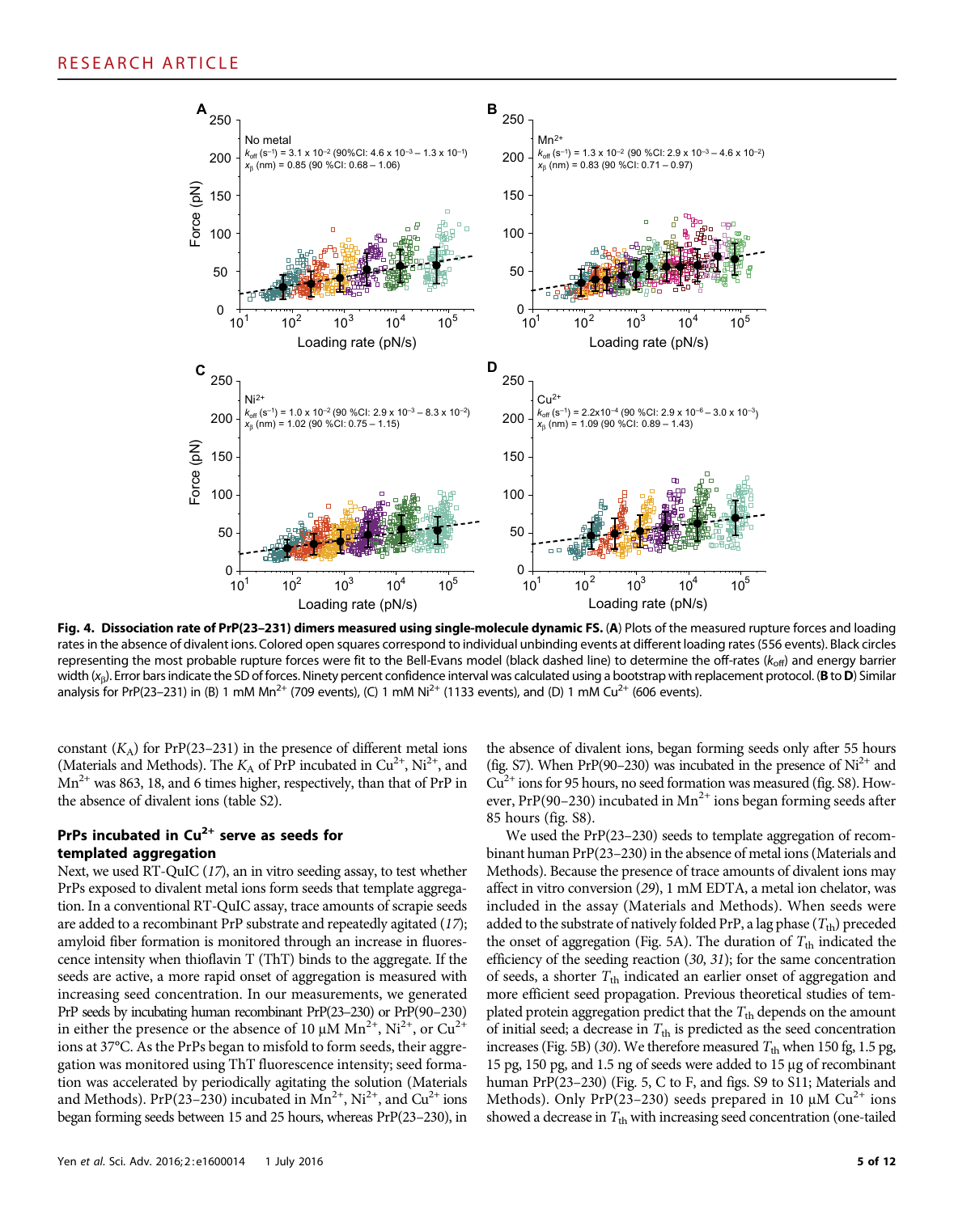**Fig. 4. Dissociation rate of PrP(23–231) dimers measured using single-molecule dynamic FS.** (**A**) Plots of the measured rupture forces and loading rates in the absence of divalent ions. Colored open squares correspond to individual unbinding events at different loading rates (556 events). Black circles representing the most probable rupture forces were fit to the Bell-Evans model (black dashed line) to determine the off-rates ($k_{off}$) and energy barrier width ($x_\beta$). Error bars indicate the SD of forces. Ninety percent confidence interval was calculated using a bootstrap with replacement protocol. (**B** to **D**) Similar analysis for PrP(23–231) in (B) 1 mM $Mn^{2+}$ (709 events), (C) 1 mM $Ni^{2+}$ (1133 events), and (D) 1 mM $Cu^{2+}$ (606 events).

constant ($K_A$) for PrP(23–231) in the presence of different metal ions (Materials and Methods). The $K_A$ of PrP incubated in $Cu^{2+}$, $Ni^{2+}$, and $Mn^{2+}$ was 863, 18, and 6 times higher, respectively, than that of PrP in the absence of divalent ions (table S2).

### PrPs incubated in $Cu^{2+}$ serve as seeds for templated aggregation

Next, we used RT-QuIC (17), an in vitro seeding assay, to test whether PrPs exposed to divalent metal ions form seeds that template aggregation. In a conventional RT-QuIC assay, trace amounts of scrapie seeds are added to a recombinant PrP substrate and repeatedly agitated (17); amyloid fiber formation is monitored through an increase in fluorescence intensity when thioflavin T (ThT) binds to the aggregate. If the seeds are active, a more rapid onset of aggregation is measured with increasing seed concentration. In our measurements, we generated PrP seeds by incubating human recombinant PrP(23–230) or PrP(90–230) in either the presence or the absence of 10 μM $Mn^{2+}$, $Ni^{2+}$, or $Cu^{2+}$ ions at 37°C. As the PrPs began to misfold to form seeds, their aggregation was monitored using ThT fluorescence intensity; seed formation was accelerated by periodically agitating the solution (Materials and Methods). PrP(23–230) incubated in $Mn^{2+}$, $Ni^{2+}$, and $Cu^{2+}$ ions began forming seeds between 15 and 25 hours, whereas PrP(23–230), in the absence of divalent ions, began forming seeds only after 55 hours (fig. S7). When PrP(90–230) was incubated in the presence of $Ni^{2+}$ and $Cu^{2+}$ ions for 95 hours, no seed formation was measured (fig. S8). However, PrP(90–230) incubated in $Mn^{2+}$ ions began forming seeds after 85 hours (fig. S8).

We used the PrP(23–230) seeds to template aggregation of recombinant human PrP(23–230) in the absence of metal ions (Materials and Methods). Because the presence of trace amounts of divalent ions may affect in vitro conversion (29), 1 mM EDTA, a metal ion chelator, was included in the assay (Materials and Methods). When seeds were added to the substrate of natively folded PrP, a lag phase ($T_{th}$) preceded the onset of aggregation (Fig. 5A). The duration of $T_{th}$ indicated the efficiency of the seeding reaction (30, 31); for the same concentration of seeds, a shorter $T_{th}$ indicated an earlier onset of aggregation and more efficient seed propagation. Previous theoretical studies of templated protein aggregation predict that the $T_{th}$ depends on the amount of initial seed; a decrease in $T_{th}$ is predicted as the seed concentration increases (Fig. 5B) (30). We therefore measured $T_{th}$ when 150 fg, 1.5 pg, 15 pg, 150 pg, and 1.5 ng of seeds were added to 15 μg of recombinant human PrP(23–230) (Fig. 5, C to F, and figs. S9 to S11; Materials and Methods). Only PrP(23–230) seeds prepared in 10 μM $Cu^{2+}$ ions showed a decrease in $T_{th}$ with increasing seed concentration (one-tailed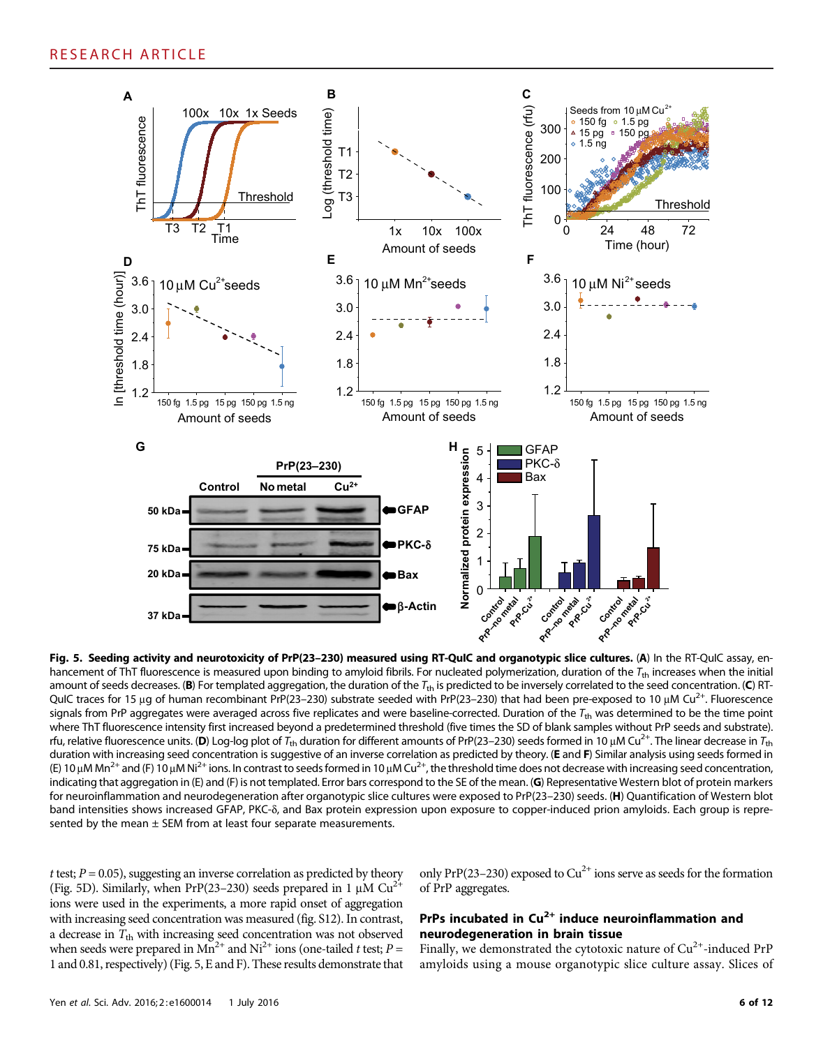**Fig. 5. Seeding activity and neurotoxicity of PrP(23–230) measured using RT-QuIC and organotypic slice cultures.** (**A**) In the RT-QuIC assay, enhancement of ThT fluorescence is measured upon binding to amyloid fibrils. For nucleated polymerization, duration of the $T_{th}$ increases when the initial amount of seeds decreases. (**B**) For templated aggregation, the duration of the $T_{th}$ is predicted to be inversely correlated to the seed concentration. (**C**) RT-QuIC traces for 15 μg of human recombinant PrP(23–230) substrate seeded with PrP(23–230) that had been pre-exposed to 10 μM $Cu^{2+}$. Fluorescence signals from PrP aggregates were averaged across five replicates and were baseline-corrected. Duration of the $T_{th}$ was determined to be the time point where ThT fluorescence intensity first increased beyond a predetermined threshold (five times the SD of blank samples without PrP seeds and substrate). rfu, relative fluorescence units. (**D**) Log-log plot of $T_{th}$ duration for different amounts of PrP(23–230) seeds formed in 10 μM $Cu^{2+}$. The linear decrease in $T_{th}$ duration with increasing seed concentration is suggestive of an inverse correlation as predicted by theory. (**E** and **F**) Similar analysis using seeds formed in (E) 10 μM $Mn^{2+}$ and (F) 10 μM $Ni^{2+}$ ions. In contrast to seeds formed in 10 μM $Cu^{2+}$, the threshold time does not decrease with increasing seed concentration, indicating that aggregation in (E) and (F) is not templated. Error bars correspond to the SE of the mean. (**G**) Representative Western blot of protein markers for neuroinflammation and neurodegeneration after organotypic slice cultures were exposed to PrP(23–230) seeds. (**H**) Quantification of Western blot band intensities shows increased GFAP, PKC-δ, and Bax protein expression upon exposure to copper-induced prion amyloids. Each group is represented by the mean ± SEM from at least four separate measurements.

*t* test; $P = 0.05$), suggesting an inverse correlation as predicted by theory (Fig. 5D). Similarly, when PrP(23–230) seeds prepared in 1 μM $Cu^{2+}$ ions were used in the experiments, a more rapid onset of aggregation with increasing seed concentration was measured (fig. S12). In contrast, a decrease in $T_{th}$ with increasing seed concentration was not observed when seeds were prepared in $Mn^{2+}$ and $Ni^{2+}$ ions (one-tailed *t* test; $P = 1$ and $0.81$, respectively) (Fig. 5, E and F). These results demonstrate that only PrP(23–230) exposed to $Cu^{2+}$ ions serve as seeds for the formation of PrP aggregates.

### PrPs incubated in $Cu^{2+}$ induce neuroinflammation and neurodegeneration in brain tissue

Finally, we demonstrated the cytotoxic nature of $Cu^{2+}$-induced PrP amyloids using a mouse organotypic slice culture assay. Slices of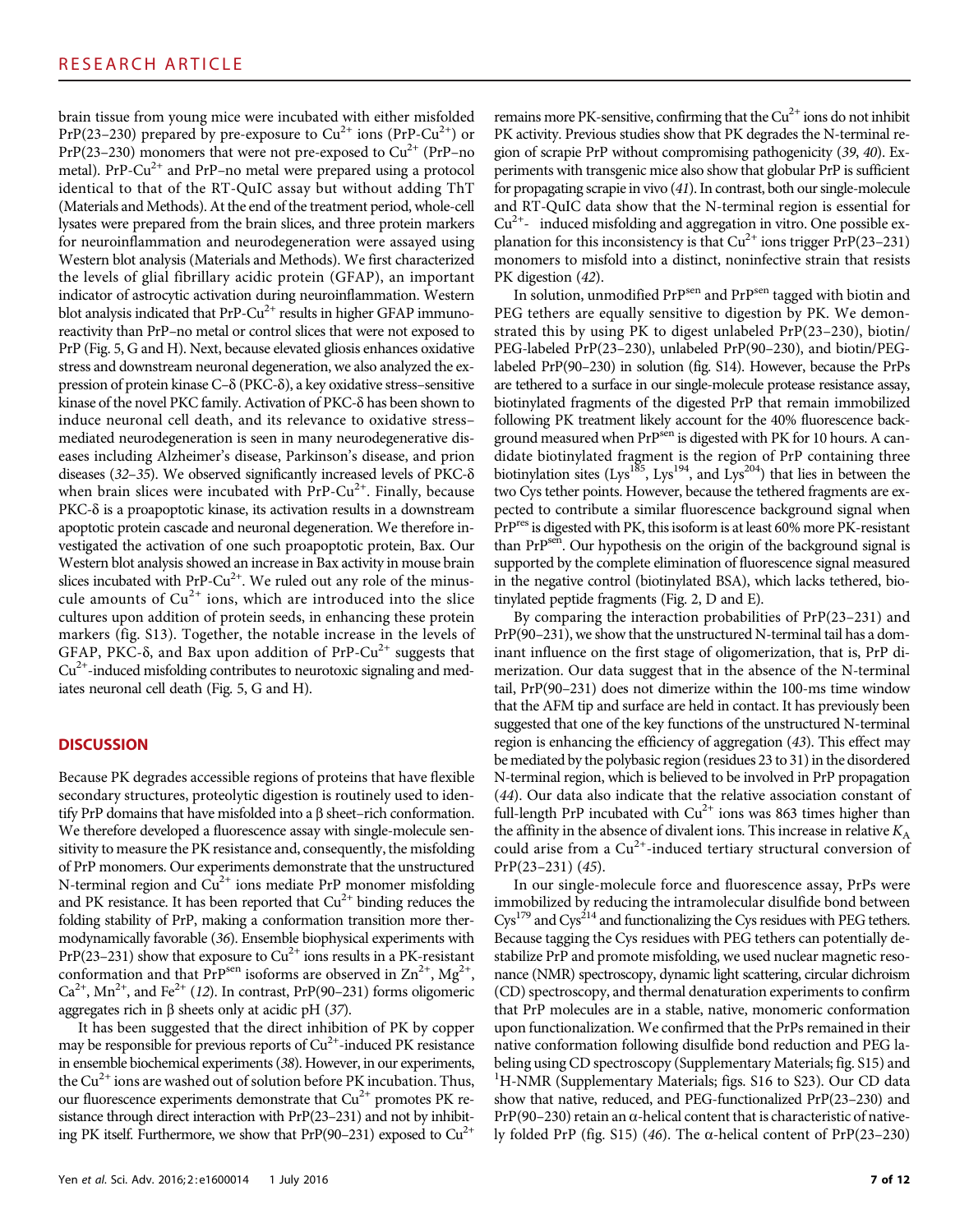brain tissue from young mice were incubated with either misfolded PrP(23–230) prepared by pre-exposure to $Cu^{2+}$ ions (PrP-$Cu^{2+}$) or PrP(23–230) monomers that were not pre-exposed to $Cu^{2+}$ (PrP–no metal). PrP-$Cu^{2+}$ and PrP–no metal were prepared using a protocol identical to that of the RT-QuIC assay but without adding ThT (Materials and Methods). At the end of the treatment period, whole-cell lysates were prepared from the brain slices, and three protein markers for neuroinflammation and neurodegeneration were assayed using Western blot analysis (Materials and Methods). We first characterized the levels of glial fibrillary acidic protein (GFAP), an important indicator of astrocytic activation during neuroinflammation. Western blot analysis indicated that PrP-$Cu^{2+}$ results in higher GFAP immunoreactivity than PrP–no metal or control slices that were not exposed to PrP (Fig. 5, G and H). Next, because elevated gliosis enhances oxidative stress and downstream neuronal degeneration, we also analyzed the expression of protein kinase C–δ (PKC-δ), a key oxidative stress–sensitive kinase of the novel PKC family. Activation of PKC-δ has been shown to induce neuronal cell death, and its relevance to oxidative stress–mediated neurodegeneration is seen in many neurodegenerative diseases including Alzheimer's disease, Parkinson's disease, and prion diseases (*32–35*). We observed significantly increased levels of PKC-δ when brain slices were incubated with PrP-$Cu^{2+}$. Finally, because PKC-δ is a proapoptotic kinase, its activation results in a downstream apoptotic protein cascade and neuronal degeneration. We therefore investigated the activation of one such proapoptotic protein, Bax. Our Western blot analysis showed an increase in Bax activity in mouse brain slices incubated with PrP-$Cu^{2+}$. We ruled out any role of the minuscule amounts of $Cu^{2+}$ ions, which are introduced into the slice cultures upon addition of protein seeds, in enhancing these protein markers (fig. S13). Together, the notable increase in the levels of GFAP, PKC-δ, and Bax upon addition of PrP-$Cu^{2+}$ suggests that $Cu^{2+}$-induced misfolding contributes to neurotoxic signaling and mediates neuronal cell death (Fig. 5, G and H).

## DISCUSSION

Because PK degrades accessible regions of proteins that have flexible secondary structures, proteolytic digestion is routinely used to identify PrP domains that have misfolded into a β sheet–rich conformation. We therefore developed a fluorescence assay with single-molecule sensitivity to measure the PK resistance and, consequently, the misfolding of PrP monomers. Our experiments demonstrate that the unstructured N-terminal region and $Cu^{2+}$ ions mediate PrP monomer misfolding and PK resistance. It has been reported that $Cu^{2+}$ binding reduces the folding stability of PrP, making a conformation transition more thermodynamically favorable (*36*). Ensemble biophysical experiments with PrP(23–231) show that exposure to $Cu^{2+}$ ions results in a PK-resistant conformation and that $PrP^{sen}$ isoforms are observed in $Zn^{2+}$, $Mg^{2+}$, $Ca^{2+}$, $Mn^{2+}$, and $Fe^{2+}$ (*12*). In contrast, PrP(90–231) forms oligomeric aggregates rich in β sheets only at acidic pH (*37*).

It has been suggested that the direct inhibition of PK by copper may be responsible for previous reports of $Cu^{2+}$-induced PK resistance in ensemble biochemical experiments (*38*). However, in our experiments, the $Cu^{2+}$ ions are washed out of solution before PK incubation. Thus, our fluorescence experiments demonstrate that $Cu^{2+}$ promotes PK resistance through direct interaction with PrP(23–231) and not by inhibiting PK itself. Furthermore, we show that PrP(90–231) exposed to $Cu^{2+}$ remains more PK-sensitive, confirming that the $Cu^{2+}$ ions do not inhibit PK activity. Previous studies show that PK degrades the N-terminal region of scrapie PrP without compromising pathogenicity (*39*, *40*). Experiments with transgenic mice also show that globular PrP is sufficient for propagating scrapie in vivo (*41*). In contrast, both our single-molecule and RT-QuIC data show that the N-terminal region is essential for $Cu^{2+}$- induced misfolding and aggregation in vitro. One possible explanation for this inconsistency is that $Cu^{2+}$ ions trigger PrP(23–231) monomers to misfold into a distinct, noninfective strain that resists PK digestion (*42*).

In solution, unmodified $PrP^{sen}$ and $PrP^{sen}$ tagged with biotin and PEG tethers are equally sensitive to digestion by PK. We demonstrated this by using PK to digest unlabeled PrP(23–230), biotin/PEG-labeled PrP(23–230), unlabeled PrP(90–230), and biotin/PEG-labeled PrP(90–230) in solution (fig. S14). However, because the PrPs are tethered to a surface in our single-molecule protease resistance assay, biotinylated fragments of the digested PrP that remain immobilized following PK treatment likely account for the 40% fluorescence background measured when $PrP^{sen}$ is digested with PK for 10 hours. A candidate biotinylated fragment is the region of PrP containing three biotinylation sites ($Lys^{185}$, $Lys^{194}$, and $Lys^{204}$) that lies in between the two Cys tether points. However, because the tethered fragments are expected to contribute a similar fluorescence background signal when $PrP^{res}$ is digested with PK, this isoform is at least 60% more PK-resistant than $PrP^{sen}$. Our hypothesis on the origin of the background signal is supported by the complete elimination of fluorescence signal measured in the negative control (biotinylated BSA), which lacks tethered, biotinylated peptide fragments (Fig. 2, D and E).

By comparing the interaction probabilities of PrP(23–231) and PrP(90–231), we show that the unstructured N-terminal tail has a dominant influence on the first stage of oligomerization, that is, PrP dimerization. Our data suggest that in the absence of the N-terminal tail, PrP(90–231) does not dimerize within the 100-ms time window that the AFM tip and surface are held in contact. It has previously been suggested that one of the key functions of the unstructured N-terminal region is enhancing the efficiency of aggregation (*43*). This effect may be mediated by the polybasic region (residues 23 to 31) in the disordered N-terminal region, which is believed to be involved in PrP propagation (*44*). Our data also indicate that the relative association constant of full-length PrP incubated with $Cu^{2+}$ ions was 863 times higher than the affinity in the absence of divalent ions. This increase in relative $K_A$ could arise from a $Cu^{2+}$-induced tertiary structural conversion of PrP(23–231) (*45*).

In our single-molecule force and fluorescence assay, PrPs were immobilized by reducing the intramolecular disulfide bond between $Cys^{179}$ and $Cys^{214}$ and functionalizing the Cys residues with PEG tethers. Because tagging the Cys residues with PEG tethers can potentially destabilize PrP and promote misfolding, we used nuclear magnetic resonance (NMR) spectroscopy, dynamic light scattering, circular dichroism (CD) spectroscopy, and thermal denaturation experiments to confirm that PrP molecules are in a stable, native, monomeric conformation upon functionalization. We confirmed that the PrPs remained in their native conformation following disulfide bond reduction and PEG labeling using CD spectroscopy (Supplementary Materials; fig. S15) and $^{1}H$-NMR (Supplementary Materials; figs. S16 to S23). Our CD data show that native, reduced, and PEG-functionalized PrP(23–230) and PrP(90–230) retain an α-helical content that is characteristic of natively folded PrP (fig. S15) (*46*). The α-helical content of PrP(23–230)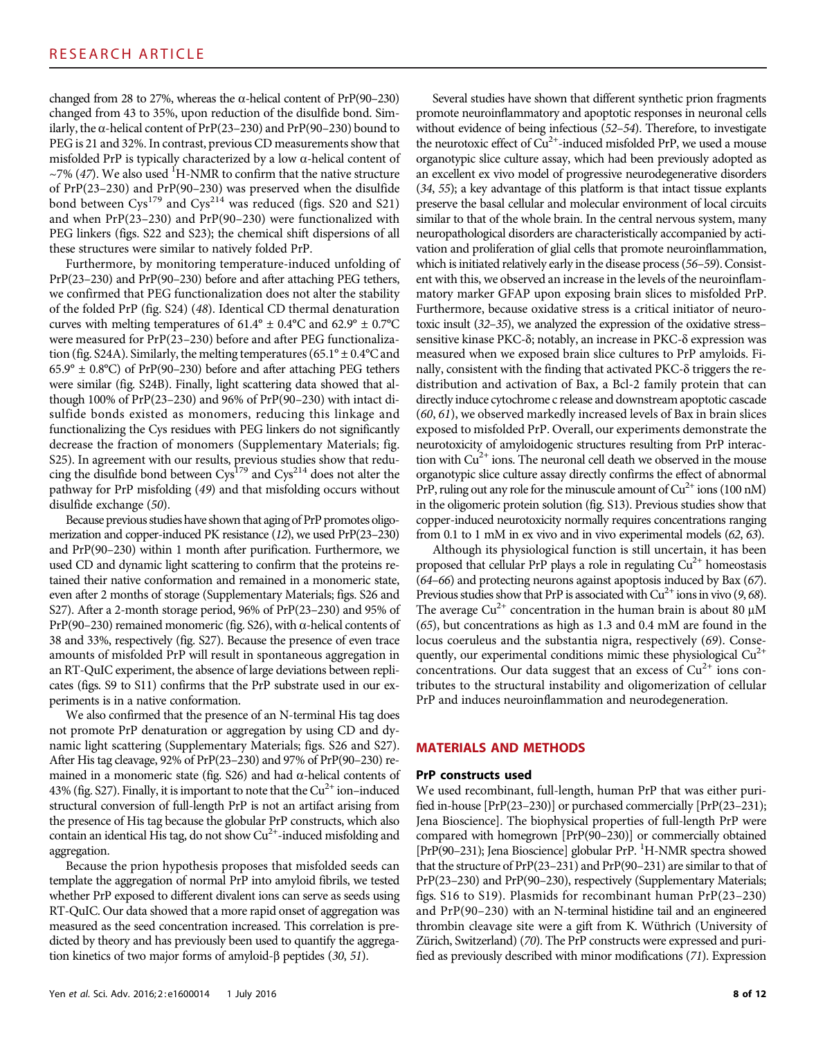changed from 28 to 27%, whereas the α-helical content of PrP(90–230) changed from 43 to 35%, upon reduction of the disulfide bond. Similarly, the α-helical content of PrP(23–230) and PrP(90–230) bound to PEG is 21 and 32%. In contrast, previous CD measurements show that misfolded PrP is typically characterized by a low α-helical content of ~7% (47). We also used $^1$H-NMR to confirm that the native structure of PrP(23–230) and PrP(90–230) was preserved when the disulfide bond between $Cys^{179}$ and $Cys^{214}$ was reduced (figs. S20 and S21) and when PrP(23–230) and PrP(90–230) were functionalized with PEG linkers (figs. S22 and S23); the chemical shift dispersions of all these structures were similar to natively folded PrP.

Furthermore, by monitoring temperature-induced unfolding of PrP(23–230) and PrP(90–230) before and after attaching PEG tethers, we confirmed that PEG functionalization does not alter the stability of the folded PrP (fig. S24) (48). Identical CD thermal denaturation curves with melting temperatures of 61.4° ± 0.4°C and 62.9° ± 0.7°C were measured for PrP(23–230) before and after PEG functionalization (fig. S24A). Similarly, the melting temperatures (65.1° ± 0.4°C and 65.9° ± 0.8°C) of PrP(90–230) before and after attaching PEG tethers were similar (fig. S24B). Finally, light scattering data showed that although 100% of PrP(23–230) and 96% of PrP(90–230) with intact disulfide bonds existed as monomers, reducing this linkage and functionalizing the Cys residues with PEG linkers do not significantly decrease the fraction of monomers (Supplementary Materials; fig. S25). In agreement with our results, previous studies show that reducing the disulfide bond between $Cys^{179}$ and $Cys^{214}$ does not alter the pathway for PrP misfolding (49) and that misfolding occurs without disulfide exchange (50).

Because previous studies have shown that aging of PrP promotes oligomerization and copper-induced PK resistance (12), we used PrP(23–230) and PrP(90–230) within 1 month after purification. Furthermore, we used CD and dynamic light scattering to confirm that the proteins retained their native conformation and remained in a monomeric state, even after 2 months of storage (Supplementary Materials; figs. S26 and S27). After a 2-month storage period, 96% of PrP(23–230) and 95% of PrP(90–230) remained monomeric (fig. S26), with α-helical contents of 38 and 33%, respectively (fig. S27). Because the presence of even trace amounts of misfolded PrP will result in spontaneous aggregation in an RT-QuIC experiment, the absence of large deviations between replicates (figs. S9 to S11) confirms that the PrP substrate used in our experiments is in a native conformation.

We also confirmed that the presence of an N-terminal His tag does not promote PrP denaturation or aggregation by using CD and dynamic light scattering (Supplementary Materials; figs. S26 and S27). After His tag cleavage, 92% of PrP(23–230) and 97% of PrP(90–230) remained in a monomeric state (fig. S26) and had α-helical contents of 43% (fig. S27). Finally, it is important to note that the $Cu^{2+}$ ion–induced structural conversion of full-length PrP is not an artifact arising from the presence of His tag because the globular PrP constructs, which also contain an identical His tag, do not show $Cu^{2+}$-induced misfolding and aggregation.

Because the prion hypothesis proposes that misfolded seeds can template the aggregation of normal PrP into amyloid fibrils, we tested whether PrP exposed to different divalent ions can serve as seeds using RT-QuIC. Our data showed that a more rapid onset of aggregation was measured as the seed concentration increased. This correlation is predicted by theory and has previously been used to quantify the aggregation kinetics of two major forms of amyloid-β peptides (30, 51).

Several studies have shown that different synthetic prion fragments promote neuroinflammatory and apoptotic responses in neuronal cells without evidence of being infectious (52–54). Therefore, to investigate the neurotoxic effect of $Cu^{2+}$-induced misfolded PrP, we used a mouse organotypic slice culture assay, which had been previously adopted as an excellent ex vivo model of progressive neurodegenerative disorders (34, 55); a key advantage of this platform is that intact tissue explants preserve the basal cellular and molecular environment of local circuits similar to that of the whole brain. In the central nervous system, many neuropathological disorders are characteristically accompanied by activation and proliferation of glial cells that promote neuroinflammation, which is initiated relatively early in the disease process (56–59). Consistent with this, we observed an increase in the levels of the neuroinflammatory marker GFAP upon exposing brain slices to misfolded PrP. Furthermore, because oxidative stress is a critical initiator of neurotoxic insult (32–35), we analyzed the expression of the oxidative stress–sensitive kinase PKC-δ; notably, an increase in PKC-δ expression was measured when we exposed brain slice cultures to PrP amyloids. Finally, consistent with the finding that activated PKC-δ triggers the redistribution and activation of Bax, a Bcl-2 family protein that can directly induce cytochrome c release and downstream apoptotic cascade (60, 61), we observed markedly increased levels of Bax in brain slices exposed to misfolded PrP. Overall, our experiments demonstrate the neurotoxicity of amyloidogenic structures resulting from PrP interaction with $Cu^{2+}$ ions. The neuronal cell death we observed in the mouse organotypic slice culture assay directly confirms the effect of abnormal PrP, ruling out any role for the minuscule amount of $Cu^{2+}$ ions (100 nM) in the oligomeric protein solution (fig. S13). Previous studies show that copper-induced neurotoxicity normally requires concentrations ranging from 0.1 to 1 mM in ex vivo and in vivo experimental models (62, 63).

Although its physiological function is still uncertain, it has been proposed that cellular PrP plays a role in regulating $Cu^{2+}$ homeostasis (64–66) and protecting neurons against apoptosis induced by Bax (67). Previous studies show that PrP is associated with $Cu^{2+}$ ions in vivo (9, 68). The average $Cu^{2+}$ concentration in the human brain is about 80 μM (65), but concentrations as high as 1.3 and 0.4 mM are found in the locus coeruleus and the substantia nigra, respectively (69). Consequently, our experimental conditions mimic these physiological $Cu^{2+}$ concentrations. Our data suggest that an excess of $Cu^{2+}$ ions contributes to the structural instability and oligomerization of cellular PrP and induces neuroinflammation and neurodegeneration.

## MATERIALS AND METHODS

### PrP constructs used

We used recombinant, full-length, human PrP that was either purified in-house [PrP(23–230)] or purchased commercially [PrP(23–231); Jena Bioscience]. The biophysical properties of full-length PrP were compared with homegrown [PrP(90–230)] or commercially obtained [PrP(90–231); Jena Bioscience] globular PrP. $^1$H-NMR spectra showed that the structure of PrP(23–231) and PrP(90–231) are similar to that of PrP(23–230) and PrP(90–230), respectively (Supplementary Materials; figs. S16 to S19). Plasmids for recombinant human PrP(23–230) and PrP(90–230) with an N-terminal histidine tail and an engineered thrombin cleavage site were a gift from K. Wüthrich (University of Zürich, Switzerland) (70). The PrP constructs were expressed and purified as previously described with minor modifications (71). Expression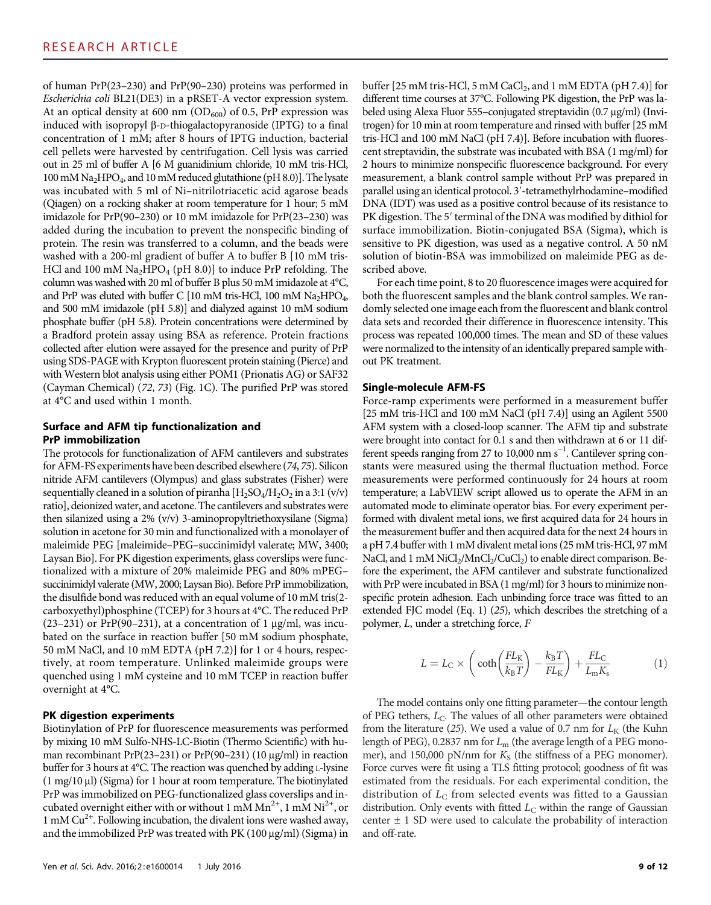of human PrP(23–230) and PrP(90–230) proteins was performed in *Escherichia coli* BL21(DE3) in a pRSET-A vector expression system. At an optical density at 600 nm ($OD_{600}$) of 0.5, PrP expression was induced with isopropyl β-D-thiogalactopyranoside (IPTG) to a final concentration of 1 mM; after 8 hours of IPTG induction, bacterial cell pellets were harvested by centrifugation. Cell lysis was carried out in 25 ml of buffer A [6 M guanidinium chloride, 10 mM tris-HCl, 100 mM $Na_2HPO_4$, and 10 mM reduced glutathione (pH 8.0)]. The lysate was incubated with 5 ml of Ni–nitrilotriacetic acid agarose beads (Qiagen) on a rocking shaker at room temperature for 1 hour; 5 mM imidazole for PrP(90–230) or 10 mM imidazole for PrP(23–230) was added during the incubation to prevent the nonspecific binding of protein. The resin was transferred to a column, and the beads were washed with a 200-ml gradient of buffer A to buffer B [10 mM tris-HCl and 100 mM $Na_2HPO_4$ (pH 8.0)] to induce PrP refolding. The column was washed with 20 ml of buffer B plus 50 mM imidazole at 4°C, and PrP was eluted with buffer C [10 mM tris-HCl, 100 mM $Na_2HPO_4$, and 500 mM imidazole (pH 5.8)] and dialyzed against 10 mM sodium phosphate buffer (pH 5.8). Protein concentrations were determined by a Bradford protein assay using BSA as reference. Protein fractions collected after elution were assayed for the presence and purity of PrP using SDS-PAGE with Krypton fluorescent protein staining (Pierce) and with Western blot analysis using either POM1 (Prionatis AG) or SAF32 (Cayman Chemical) (72, 73) (Fig. 1C). The purified PrP was stored at 4°C and used within 1 month.

### Surface and AFM tip functionalization and PrP immobilization

The protocols for functionalization of AFM cantilevers and substrates for AFM-FS experiments have been described elsewhere (74, 75). Silicon nitride AFM cantilevers (Olympus) and glass substrates (Fisher) were sequentially cleaned in a solution of piranha [$H_2SO_4$/$H_2O_2$ in a 3:1 (v/v) ratio], deionized water, and acetone. The cantilevers and substrates were then silanized using a 2% (v/v) 3-aminopropyltriethoxysilane (Sigma) solution in acetone for 30 min and functionalized with a monolayer of maleimide PEG [maleimide–PEG–succinimidyl valerate; MW, 3400; Laysan Bio]. For PK digestion experiments, glass coverslips were functionalized with a mixture of 20% maleimide PEG and 80% mPEG–succinimidyl valerate (MW, 2000; Laysan Bio). Before PrP immobilization, the disulfide bond was reduced with an equal volume of 10 mM tris(2-carboxyethyl)phosphine (TCEP) for 3 hours at 4°C. The reduced PrP (23–231) or PrP(90–231), at a concentration of 1 μg/ml, was incubated on the surface in reaction buffer [50 mM sodium phosphate, 50 mM NaCl, and 10 mM EDTA (pH 7.2)] for 1 or 4 hours, respectively, at room temperature. Unlinked maleimide groups were quenched using 1 mM cysteine and 10 mM TCEP in reaction buffer overnight at 4°C.

### PK digestion experiments

Biotinylation of PrP for fluorescence measurements was performed by mixing 10 mM Sulfo-NHS-LC-Biotin (Thermo Scientific) with human recombinant PrP(23–231) or PrP(90–231) (10 μg/ml) in reaction buffer for 3 hours at 4°C. The reaction was quenched by adding L-lysine (1 mg/10 μl) (Sigma) for 1 hour at room temperature. The biotinylated PrP was immobilized on PEG-functionalized glass coverslips and incubated overnight either with or without 1 mM $Mn^{2+}$, 1 mM $Ni^{2+}$, or 1 mM $Cu^{2+}$. Following incubation, the divalent ions were washed away, and the immobilized PrP was treated with PK (100 μg/ml) (Sigma) in buffer [25 mM tris-HCl, 5 mM $CaCl_2$, and 1 mM EDTA (pH 7.4)] for different time courses at 37°C. Following PK digestion, the PrP was labeled using Alexa Fluor 555–conjugated streptavidin (0.7 μg/ml) (Invitrogen) for 10 min at room temperature and rinsed with buffer [25 mM tris-HCl and 100 mM NaCl (pH 7.4)]. Before incubation with fluorescent streptavidin, the substrate was incubated with BSA (1 mg/ml) for 2 hours to minimize nonspecific fluorescence background. For every measurement, a blank control sample without PrP was prepared in parallel using an identical protocol. 3′-tetramethylrhodamine–modified DNA (IDT) was used as a positive control because of its resistance to PK digestion. The 5′ terminal of the DNA was modified by dithiol for surface immobilization. Biotin-conjugated BSA (Sigma), which is sensitive to PK digestion, was used as a negative control. A 50 nM solution of biotin-BSA was immobilized on maleimide PEG as described above.

For each time point, 8 to 20 fluorescence images were acquired for both the fluorescent samples and the blank control samples. We randomly selected one image each from the fluorescent and blank control data sets and recorded their difference in fluorescence intensity. This process was repeated 100,000 times. The mean and SD of these values were normalized to the intensity of an identically prepared sample without PK treatment.

### Single-molecule AFM-FS

Force-ramp experiments were performed in a measurement buffer [25 mM tris-HCl and 100 mM NaCl (pH 7.4)] using an Agilent 5500 AFM system with a closed-loop scanner. The AFM tip and substrate were brought into contact for 0.1 s and then withdrawn at 6 or 11 different speeds ranging from 27 to 10,000 nm $s^{-1}$. Cantilever spring constants were measured using the thermal fluctuation method. Force measurements were performed continuously for 24 hours at room temperature; a LabVIEW script allowed us to operate the AFM in an automated mode to eliminate operator bias. For every experiment performed with divalent metal ions, we first acquired data for 24 hours in the measurement buffer and then acquired data for the next 24 hours in a pH 7.4 buffer with 1 mM divalent metal ions (25 mM tris-HCl, 97 mM NaCl, and 1 mM $NiCl_2$/$MnCl_2$/$CuCl_2$) to enable direct comparison. Before the experiment, the AFM cantilever and substrate functionalized with PrP were incubated in BSA (1 mg/ml) for 3 hours to minimize nonspecific protein adhesion. Each unbinding force trace was fitted to an extended FJC model (Eq. 1) (25), which describes the stretching of a polymer, $L$, under a stretching force, $F$

$$L = L_C \times \left( \coth\left(\frac{FL_K}{k_B T}\right) - \frac{k_B T}{FL_K} \right) + \frac{FL_C}{L_m K_s} \quad (1)$$

The model contains only one fitting parameter—the contour length of PEG tethers, $L_C$. The values of all other parameters were obtained from the literature (25). We used a value of 0.7 nm for $L_K$ (the Kuhn length of PEG), 0.2837 nm for $L_m$ (the average length of a PEG monomer), and 150,000 pN/nm for $K_S$ (the stiffness of a PEG monomer). Force curves were fit using a TLS fitting protocol; goodness of fit was estimated from the residuals. For each experimental condition, the distribution of $L_C$ from selected events was fitted to a Gaussian distribution. Only events with fitted $L_C$ within the range of Gaussian center ± 1 SD were used to calculate the probability of interaction and off-rate.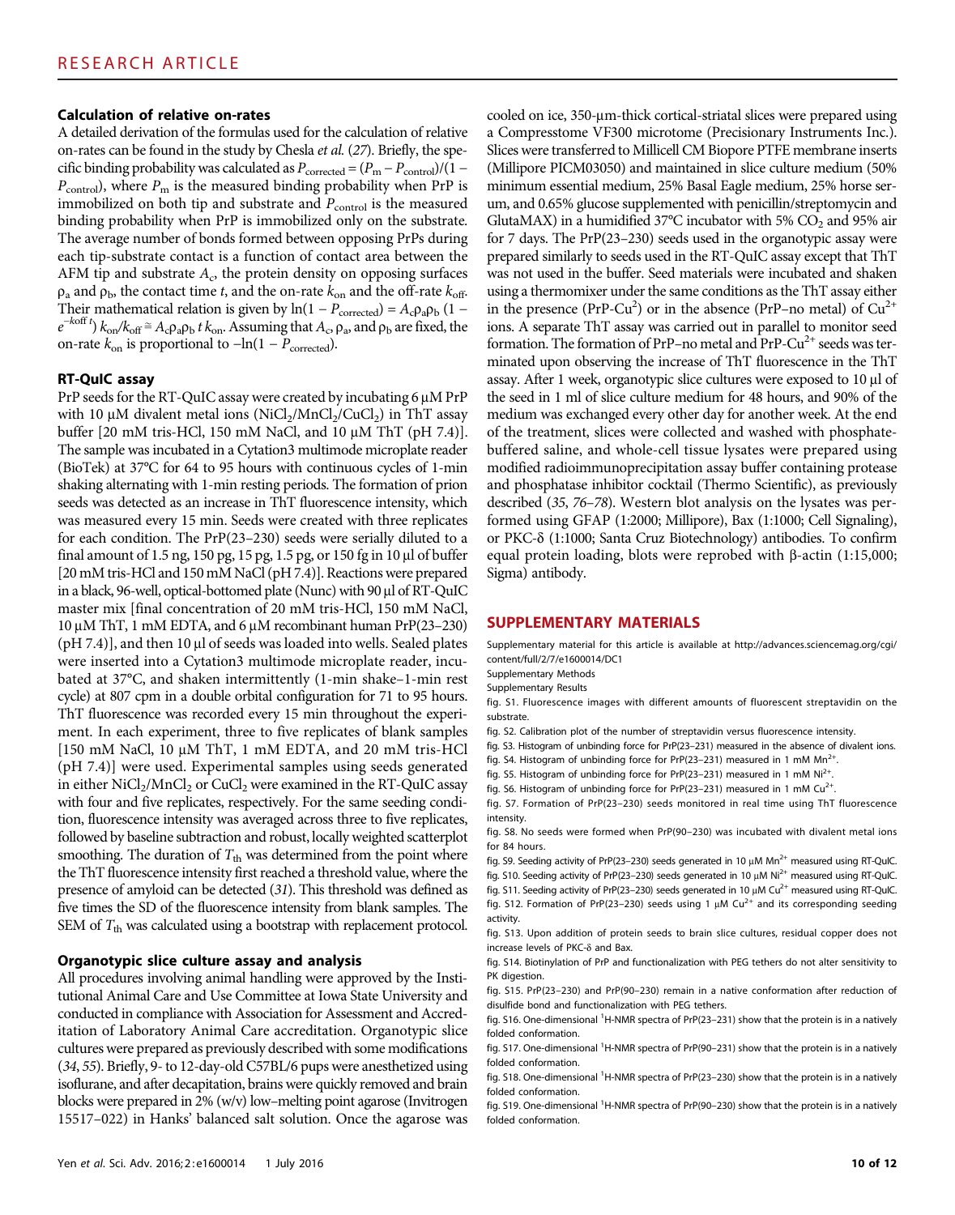### Calculation of relative on-rates

A detailed derivation of the formulas used for the calculation of relative on-rates can be found in the study by Chesla *et al.* (27). Briefly, the specific binding probability was calculated as $P_{corrected} = (P_m - P_{control})/(1 - P_{control})$, where $P_m$ is the measured binding probability when PrP is immobilized on both tip and substrate and $P_{control}$ is the measured binding probability when PrP is immobilized only on the substrate. The average number of bonds formed between opposing PrPs during each tip-substrate contact is a function of contact area between the AFM tip and substrate $A_c$, the protein density on opposing surfaces $\rho_a$ and $\rho_b$, the contact time $t$, and the on-rate $k_{on}$ and the off-rate $k_{off}$. Their mathematical relation is given by $\ln(1 - P_{corrected}) = A_c\rho_a\rho_b\,(1 - e^{-k_{off}\,t})\,k_{on}/k_{off} \cong A_c\rho_a\rho_b\,t\,k_{on}$. Assuming that $A_c$, $\rho_a$, and $\rho_b$ are fixed, the on-rate $k_{on}$ is proportional to $-\ln(1 - P_{corrected})$.

### RT-QuIC assay

PrP seeds for the RT-QuIC assay were created by incubating 6 μM PrP with 10 μM divalent metal ions ($NiCl_2/MnCl_2/CuCl_2$) in ThT assay buffer [20 mM tris-HCl, 150 mM NaCl, and 10 μM ThT (pH 7.4)]. The sample was incubated in a Cytation3 multimode microplate reader (BioTek) at 37°C for 64 to 95 hours with continuous cycles of 1-min shaking alternating with 1-min resting periods. The formation of prion seeds was detected as an increase in ThT fluorescence intensity, which was measured every 15 min. Seeds were created with three replicates for each condition. The PrP(23–230) seeds were serially diluted to a final amount of 1.5 ng, 150 pg, 15 pg, 1.5 pg, or 150 fg in 10 μl of buffer [20 mM tris-HCl and 150 mM NaCl (pH 7.4)]. Reactions were prepared in a black, 96-well, optical-bottomed plate (Nunc) with 90 μl of RT-QuIC master mix [final concentration of 20 mM tris-HCl, 150 mM NaCl, 10 μM ThT, 1 mM EDTA, and 6 μM recombinant human PrP(23–230) (pH 7.4)], and then 10 μl of seeds was loaded into wells. Sealed plates were inserted into a Cytation3 multimode microplate reader, incubated at 37°C, and shaken intermittently (1-min shake–1-min rest cycle) at 807 cpm in a double orbital configuration for 71 to 95 hours. ThT fluorescence was recorded every 15 min throughout the experiment. In each experiment, three to five replicates of blank samples [150 mM NaCl, 10 μM ThT, 1 mM EDTA, and 20 mM tris-HCl (pH 7.4)] were used. Experimental samples using seeds generated in either $NiCl_2/MnCl_2$ or $CuCl_2$ were examined in the RT-QuIC assay with four and five replicates, respectively. For the same seeding condition, fluorescence intensity was averaged across three to five replicates, followed by baseline subtraction and robust, locally weighted scatterplot smoothing. The duration of $T_{th}$ was determined from the point where the ThT fluorescence intensity first reached a threshold value, where the presence of amyloid can be detected (31). This threshold was defined as five times the SD of the fluorescence intensity from blank samples. The SEM of $T_{th}$ was calculated using a bootstrap with replacement protocol.

### Organotypic slice culture assay and analysis

All procedures involving animal handling were approved by the Institutional Animal Care and Use Committee at Iowa State University and conducted in compliance with Association for Assessment and Accreditation of Laboratory Animal Care accreditation. Organotypic slice cultures were prepared as previously described with some modifications (34, 55). Briefly, 9- to 12-day-old C57BL/6 pups were anesthetized using isoflurane, and after decapitation, brains were quickly removed and brain blocks were prepared in 2% (w/v) low–melting point agarose (Invitrogen 15517–022) in Hanks' balanced salt solution. Once the agarose was cooled on ice, 350-μm-thick cortical-striatal slices were prepared using a Compresstome VF300 microtome (Precisionary Instruments Inc.). Slices were transferred to Millicell CM Biopore PTFE membrane inserts (Millipore PICM03050) and maintained in slice culture medium (50% minimum essential medium, 25% Basal Eagle medium, 25% horse serum, and 0.65% glucose supplemented with penicillin/streptomycin and GlutaMAX) in a humidified 37°C incubator with 5% $CO_2$ and 95% air for 7 days. The PrP(23–230) seeds used in the organotypic assay were prepared similarly to seeds used in the RT-QuIC assay except that ThT was not used in the buffer. Seed materials were incubated and shaken using a thermomixer under the same conditions as the ThT assay either in the presence (PrP-Cu$^2$) or in the absence (PrP–no metal) of $Cu^{2+}$ ions. A separate ThT assay was carried out in parallel to monitor seed formation. The formation of PrP–no metal and PrP-$Cu^{2+}$ seeds was terminated upon observing the increase of ThT fluorescence in the ThT assay. After 1 week, organotypic slice cultures were exposed to 10 μl of the seed in 1 ml of slice culture medium for 48 hours, and 90% of the medium was exchanged every other day for another week. At the end of the treatment, slices were collected and washed with phosphate-buffered saline, and whole-cell tissue lysates were prepared using modified radioimmunoprecipitation assay buffer containing protease and phosphatase inhibitor cocktail (Thermo Scientific), as previously described (35, 76–78). Western blot analysis on the lysates was performed using GFAP (1:2000; Millipore), Bax (1:1000; Cell Signaling), or PKC-δ (1:1000; Santa Cruz Biotechnology) antibodies. To confirm equal protein loading, blots were reprobed with β-actin (1:15,000; Sigma) antibody.

## SUPPLEMENTARY MATERIALS

Supplementary material for this article is available at http://advances.sciencemag.org/cgi/content/full/2/7/e1600014/DC1

Supplementary Methods

Supplementary Results

fig. S1. Fluorescence images with different amounts of fluorescent streptavidin on the substrate.

fig. S2. Calibration plot of the number of streptavidin versus fluorescence intensity.

fig. S3. Histogram of unbinding force for PrP(23–231) measured in the absence of divalent ions.

fig. S4. Histogram of unbinding force for PrP(23–231) measured in 1 mM $Mn^{2+}$.

fig. S5. Histogram of unbinding force for PrP(23–231) measured in 1 mM $Ni^{2+}$.

fig. S6. Histogram of unbinding force for PrP(23–231) measured in 1 mM $Cu^{2+}$.

fig. S7. Formation of PrP(23–230) seeds monitored in real time using ThT fluorescence intensity.

fig. S8. No seeds were formed when PrP(90–230) was incubated with divalent metal ions for 84 hours.

fig. S9. Seeding activity of PrP(23–230) seeds generated in 10 μM $Mn^{2+}$ measured using RT-QuIC.

fig. S10. Seeding activity of PrP(23–230) seeds generated in 10 μM $Ni^{2+}$ measured using RT-QuIC.

fig. S11. Seeding activity of PrP(23–230) seeds generated in 10 μM $Cu^{2+}$ measured using RT-QuIC.

fig. S12. Formation of PrP(23–230) seeds using 1 μM $Cu^{2+}$ and its corresponding seeding activity.

fig. S13. Upon addition of protein seeds to brain slice cultures, residual copper does not increase levels of PKC-δ and Bax.

fig. S14. Biotinylation of PrP and functionalization with PEG tethers do not alter sensitivity to PK digestion.

fig. S15. PrP(23–230) and PrP(90–230) remain in a native conformation after reduction of disulfide bond and functionalization with PEG tethers.

fig. S16. One-dimensional $^1$H-NMR spectra of PrP(23–231) show that the protein is in a natively folded conformation.

fig. S17. One-dimensional $^1$H-NMR spectra of PrP(90–231) show that the protein is in a natively folded conformation.

fig. S18. One-dimensional $^1$H-NMR spectra of PrP(23–230) show that the protein is in a natively folded conformation.

fig. S19. One-dimensional $^1$H-NMR spectra of PrP(90–230) show that the protein is in a natively folded conformation.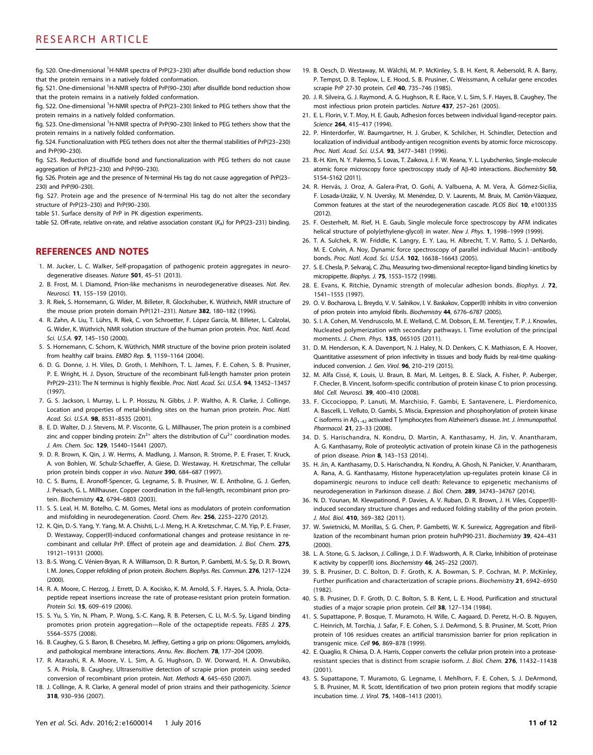fig. S20. One-dimensional $^1$H-NMR spectra of PrP(23–230) after disulfide bond reduction show that the protein remains in a natively folded conformation.

fig. S21. One-dimensional $^1$H-NMR spectra of PrP(90–230) after disulfide bond reduction show that the protein remains in a natively folded conformation.

fig. S22. One-dimensional $^1$H-NMR spectra of PrP(23–230) linked to PEG tethers show that the protein remains in a natively folded conformation.

fig. S23. One-dimensional $^1$H-NMR spectra of PrP(90–230) linked to PEG tethers show that the protein remains in a natively folded conformation.

fig. S24. Functionalization with PEG tethers does not alter the thermal stabilities of PrP(23–230) and PrP(90–230).

fig. S25. Reduction of disulfide bond and functionalization with PEG tethers do not cause aggregation of PrP(23–230) and PrP(90–230).

fig. S26. Protein age and the presence of N-terminal His tag do not cause aggregation of PrP(23–230) and PrP(90–230).

fig. S27. Protein age and the presence of N-terminal His tag do not alter the secondary structure of PrP(23–230) and PrP(90–230).

table S1. Surface density of PrP in PK digestion experiments.

table S2. Off-rate, relative on-rate, and relative association constant ($K_A$) for PrP(23–231) binding.

## REFERENCES AND NOTES

1. M. Jucker, L. C. Walker, Self-propagation of pathogenic protein aggregates in neurodegenerative diseases. *Nature* **501**, 45–51 (2013).
2. B. Frost, M. I. Diamond, Prion-like mechanisms in neurodegenerative diseases. *Nat. Rev. Neurosci.* **11**, 155–159 (2010).
3. R. Riek, S. Hornemann, G. Wider, M. Billeter, R. Glockshuber, K. Wüthrich, NMR structure of the mouse prion protein domain PrP(121–231). *Nature* **382**, 180–182 (1996).
4. R. Zahn, A. Liu, T. Lührs, R. Riek, C. von Schroetter, F. López García, M. Billeter, L. Calzolai, G. Wider, K. Wüthrich, NMR solution structure of the human prion protein. *Proc. Natl. Acad. Sci. U.S.A.* **97**, 145–150 (2000).
5. S. Hornemann, C. Schorn, K. Wüthrich, NMR structure of the bovine prion protein isolated from healthy calf brains. *EMBO Rep.* **5**, 1159–1164 (2004).
6. D. G. Donne, J. H. Viles, D. Groth, I. Mehlhorn, T. L. James, F. E. Cohen, S. B. Prusiner, P. E. Wright, H. J. Dyson, Structure of the recombinant full-length hamster prion protein PrP(29–231): The N terminus is highly flexible. *Proc. Natl. Acad. Sci. U.S.A.* **94**, 13452–13457 (1997).
7. G. S. Jackson, I. Murray, L. L. P. Hosszu, N. Gibbs, J. P. Waltho, A. R. Clarke, J. Collinge, Location and properties of metal-binding sites on the human prion protein. *Proc. Natl. Acad. Sci. U.S.A.* **98**, 8531–8535 (2001).
8. E. D. Walter, D. J. Stevens, M. P. Visconte, G. L. Millhauser, The prion protein is a combined zinc and copper binding protein: $Zn^{2+}$ alters the distribution of $Cu^{2+}$ coordination modes. *J. Am. Chem. Soc.* **129**, 15440–15441 (2007).
9. D. R. Brown, K. Qin, J. W. Herms, A. Madlung, J. Manson, R. Strome, P. E. Fraser, T. Kruck, A. von Bohlen, W. Schulz-Schaeffer, A. Giese, D. Westaway, H. Kretzschmar, The cellular prion protein binds copper *in vivo*. *Nature* **390**, 684–687 (1997).
10. C. S. Burns, E. Aronoff-Spencer, G. Legname, S. B. Prusiner, W. E. Antholine, G. J. Gerfen, J. Peisach, G. L. Millhauser, Copper coordination in the full-length, recombinant prion protein. *Biochemistry* **42**, 6794–6803 (2003).
11. S. S. Leal, H. M. Botelho, C. M. Gomes, Metal ions as modulators of protein conformation and misfolding in neurodegeneration. *Coord. Chem. Rev.* **256**, 2253–2270 (2012).
12. K. Qin, D.-S. Yang, Y. Yang, M. A. Chishti, L.-J. Meng, H. A. Kretzschmar, C. M. Yip, P. E. Fraser, D. Westaway, Copper(II)-induced conformational changes and protease resistance in recombinant and cellular PrP. Effect of protein age and deamidation. *J. Biol. Chem.* **275**, 19121–19131 (2000).
13. B.-S. Wong, C. Vénien-Bryan, R. A. Williamson, D. R. Burton, P. Gambetti, M.-S. Sy, D. R. Brown, I. M. Jones, Copper refolding of prion protein. *Biochem. Biophys. Res. Commun.* **276**, 1217–1224 (2000).
14. R. A. Moore, C. Herzog, J. Errett, D. A. Kocisko, K. M. Arnold, S. F. Hayes, S. A. Priola, Octapeptide repeat insertions increase the rate of protease-resistant prion protein formation. *Protein Sci.* **15**, 609–619 (2006).
15. S. Yu, S. Yin, N. Pham, P. Wong, S.-C. Kang, R. B. Petersen, C. Li, M.-S. Sy, Ligand binding promotes prion protein aggregation—Role of the octapeptide repeats. *FEBS J.* **275**, 5564–5575 (2008).
16. B. Caughey, G. S. Baron, B. Chesebro, M. Jeffrey, Getting a grip on prions: Oligomers, amyloids, and pathological membrane interactions. *Annu. Rev. Biochem.* **78**, 177–204 (2009).
17. R. Atarashi, R. A. Moore, V. L. Sim, A. G. Hughson, D. W. Dorward, H. A. Onwubiko, S. A. Priola, B. Caughey, Ultrasensitive detection of scrapie prion protein using seeded conversion of recombinant prion protein. *Nat. Methods* **4**, 645–650 (2007).
18. J. Collinge, A. R. Clarke, A general model of prion strains and their pathogenicity. *Science* **318**, 930–936 (2007).
19. B. Oesch, D. Westaway, M. Wälchli, M. P. McKinley, S. B. H. Kent, R. Aebersold, R. A. Barry, P. Tempst, D. B. Teplow, L. E. Hood, S. B. Prusiner, C. Weissmann, A cellular gene encodes scrapie PrP 27-30 protein. *Cell* **40**, 735–746 (1985).
20. J. R. Silveira, G. J. Raymond, A. G. Hughson, R. E. Race, V. L. Sim, S. F. Hayes, B. Caughey, The most infectious prion protein particles. *Nature* **437**, 257–261 (2005).
21. E. L. Florin, V. T. Moy, H. E. Gaub, Adhesion forces between individual ligand-receptor pairs. *Science* **264**, 415–417 (1994).
22. P. Hinterdorfer, W. Baumgartner, H. J. Gruber, K. Schilcher, H. Schindler, Detection and localization of individual antibody-antigen recognition events by atomic force microscopy. *Proc. Natl. Acad. Sci. U.S.A.* **93**, 3477–3481 (1996).
23. B.-H. Kim, N. Y. Palermo, S. Lovas, T. Zaikova, J. F. W. Keana, Y. L. Lyubchenko, Single-molecule atomic force microscopy force spectroscopy study of Aβ-40 interactions. *Biochemistry* **50**, 5154–5162 (2011).
24. R. Hervás, J. Oroz, A. Galera-Prat, O. Goñi, A. Valbuena, A. M. Vera, À. Gómez-Sicilia, F. Losada-Urzáiz, V. N. Uversky, M. Menéndez, D. V. Laurents, M. Bruix, M. Carrión-Vázquez, Common features at the start of the neurodegeneration cascade. *PLOS Biol.* **10**, e1001335 (2012).
25. F. Oesterhelt, M. Rief, H. E. Gaub, Single molecule force spectroscopy by AFM indicates helical structure of poly(ethylene-glycol) in water. *New J. Phys.* **1**, 1998–1999 (1999).
26. T. A. Sulchek, R. W. Friddle, K. Langry, E. Y. Lau, H. Albrecht, T. V. Ratto, S. J. DeNardo, M. E. Colvin, A. Noy, Dynamic force spectroscopy of parallel individual Mucin1–antibody bonds. *Proc. Natl. Acad. Sci. U.S.A.* **102**, 16638–16643 (2005).
27. S. E. Chesla, P. Selvaraj, C. Zhu, Measuring two-dimensional receptor-ligand binding kinetics by micropipette. *Biophys. J.* **75**, 1553–1572 (1998).
28. E. Evans, K. Ritchie, Dynamic strength of molecular adhesion bonds. *Biophys. J.* **72**, 1541–1555 (1997).
29. O. V. Bocharova, L. Breydo, V. V. Salnikov, I. V. Baskakov, Copper(II) inhibits in vitro conversion of prion protein into amyloid fibrils. *Biochemistry* **44**, 6776–6787 (2005).
30. S. I. A. Cohen, M. Vendruscolo, M. E. Welland, C. M. Dobson, E. M. Terentjev, T. P. J. Knowles, Nucleated polymerization with secondary pathways. I. Time evolution of the principal moments. *J. Chem. Phys.* **135**, 065105 (2011).
31. D. M. Henderson, K. A. Davenport, N. J. Haley, N. D. Denkers, C. K. Mathiason, E. A. Hoover, Quantitative assessment of prion infectivity in tissues and body fluids by real-time quaking-induced conversion. *J. Gen. Virol.* **96**, 210–219 (2015).
32. M. Alfa Cissé, K. Louis, U. Braun, B. Mari, M. Leitges, B. E. Slack, A. Fisher, P. Auberger, F. Checler, B. Vincent, Isoform-specific contribution of protein kinase C to prion processing. *Mol. Cell. Neurosci.* **39**, 400–410 (2008).
33. F. Ciccocioppo, P. Lanuti, M. Marchisio, F. Gambi, E. Santavenere, L. Pierdomenico, A. Bascelli, L. Velluto, D. Gambi, S. Miscia, Expression and phosphorylation of protein kinase C isoforms in $A\beta_{1-42}$ activated T lymphocytes from Alzheimer's disease. *Int. J. Immunopathol. Pharmacol.* **21**, 23–33 (2008).
34. D. S. Harischandra, N. Kondru, D. Martin, A. Kanthasamy, H. Jin, V. Anantharam, A. G. Kanthasamy, Role of proteolytic activation of protein kinase Cδ in the pathogenesis of prion disease. *Prion* **8**, 143–153 (2014).
35. H. Jin, A. Kanthasamy, D. S. Harischandra, N. Kondru, A. Ghosh, N. Panicker, V. Anantharam, A. Rana, A. G. Kanthasamy, Histone hyperacetylation up-regulates protein kinase Cδ in dopaminergic neurons to induce cell death: Relevance to epigenetic mechanisms of neurodegeneration in Parkinson disease. *J. Biol. Chem.* **289**, 34743–34767 (2014).
36. N. D. Younan, M. Klewpatinond, P. Davies, A. V. Ruban, D. R. Brown, J. H. Viles, Copper(II)-induced secondary structure changes and reduced folding stability of the prion protein. *J. Mol. Biol.* **410**, 369–382 (2011).
37. W. Swietnicki, M. Morillas, S. G. Chen, P. Gambetti, W. K. Surewicz, Aggregation and fibrillization of the recombinant human prion protein huPrP90-231. *Biochemistry* **39**, 424–431 (2000).
38. L. A. Stone, G. S. Jackson, J. Collinge, J. D. F. Wadsworth, A. R. Clarke, Inhibition of proteinase K activity by copper(II) ions. *Biochemistry* **46**, 245–252 (2007).
39. S. B. Prusiner, D. C. Bolton, D. F. Groth, K. A. Bowman, S. P. Cochran, M. P. McKinley, Further purification and characterization of scrapie prions. *Biochemistry* **21**, 6942–6950 (1982).
40. S. B. Prusiner, D. F. Groth, D. C. Bolton, S. B. Kent, L. E. Hood, Purification and structural studies of a major scrapie prion protein. *Cell* **38**, 127–134 (1984).
41. S. Supattapone, P. Bosque, T. Muramoto, H. Wille, C. Aagaard, D. Peretz, H.-O. B. Nguyen, C. Heinrich, M. Torchia, J. Safar, F. E. Cohen, S. J. DeArmond, S. B. Prusiner, M. Scott, Prion protein of 106 residues creates an artificial transmission barrier for prion replication in transgenic mice. *Cell* **96**, 869–878 (1999).
42. E. Quaglio, R. Chiesa, D. A. Harris, Copper converts the cellular prion protein into a protease-resistant species that is distinct from scrapie isoform. *J. Biol. Chem.* **276**, 11432–11438 (2001).
43. S. Supattapone, T. Muramoto, G. Legname, I. Mehlhorn, F. E. Cohen, S. J. DeArmond, S. B. Prusiner, M. R. Scott, Identification of two prion protein regions that modify scrapie incubation time. *J. Virol.* **75**, 1408–1413 (2001).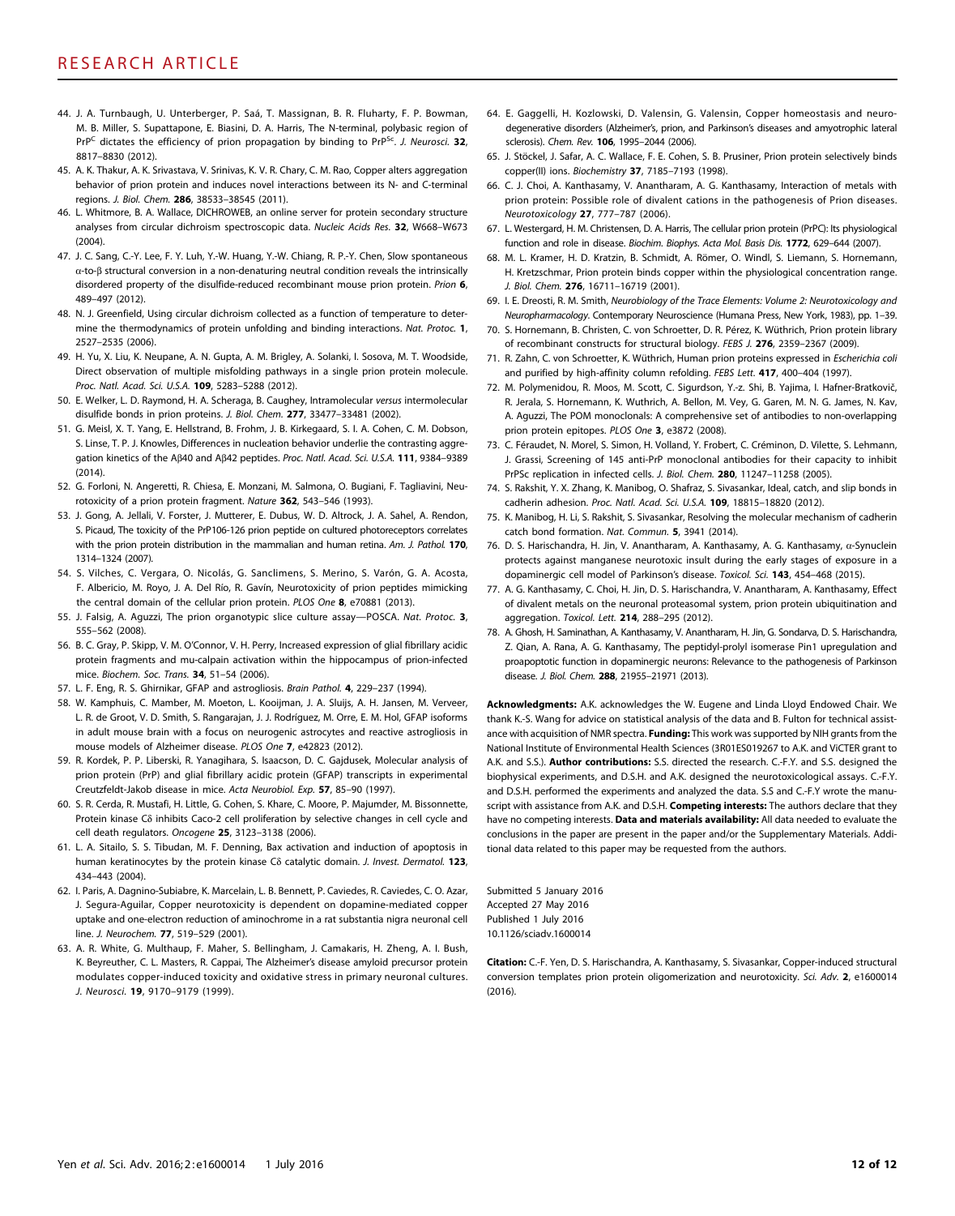44. J. A. Turnbaugh, U. Unterberger, P. Saá, T. Massignan, B. R. Fluharty, F. P. Bowman, M. B. Miller, S. Supattapone, E. Biasini, D. A. Harris, The N-terminal, polybasic region of $PrP^C$ dictates the efficiency of prion propagation by binding to $PrP^{Sc}$. *J. Neurosci.* **32**, 8817–8830 (2012).

45. A. K. Thakur, A. K. Srivastava, V. Srinivas, K. V. R. Chary, C. M. Rao, Copper alters aggregation behavior of prion protein and induces novel interactions between its N- and C-terminal regions. *J. Biol. Chem.* **286**, 38533–38545 (2011).

46. L. Whitmore, B. A. Wallace, DICHROWEB, an online server for protein secondary structure analyses from circular dichroism spectroscopic data. *Nucleic Acids Res.* **32**, W668–W673 (2004).

47. J. C. Sang, C.-Y. Lee, F. Y. Luh, Y.-W. Huang, Y.-W. Chiang, R. P.-Y. Chen, Slow spontaneous α-to-β structural conversion in a non-denaturing neutral condition reveals the intrinsically disordered property of the disulfide-reduced recombinant mouse prion protein. *Prion* **6**, 489–497 (2012).

48. N. J. Greenfield, Using circular dichroism collected as a function of temperature to determine the thermodynamics of protein unfolding and binding interactions. *Nat. Protoc.* **1**, 2527–2535 (2006).

49. H. Yu, X. Liu, K. Neupane, A. N. Gupta, A. M. Brigley, A. Solanki, I. Sosova, M. T. Woodside, Direct observation of multiple misfolding pathways in a single prion protein molecule. *Proc. Natl. Acad. Sci. U.S.A.* **109**, 5283–5288 (2012).

50. E. Welker, L. D. Raymond, H. A. Scheraga, B. Caughey, Intramolecular *versus* intermolecular disulfide bonds in prion proteins. *J. Biol. Chem.* **277**, 33477–33481 (2002).

51. G. Meisl, X. T. Yang, E. Hellstrand, B. Frohm, J. B. Kirkegaard, S. I. A. Cohen, C. M. Dobson, S. Linse, T. P. J. Knowles, Differences in nucleation behavior underlie the contrasting aggregation kinetics of the Aβ40 and Aβ42 peptides. *Proc. Natl. Acad. Sci. U.S.A.* **111**, 9384–9389 (2014).

52. G. Forloni, N. Angeretti, R. Chiesa, E. Monzani, M. Salmona, O. Bugiani, F. Tagliavini, Neurotoxicity of a prion protein fragment. *Nature* **362**, 543–546 (1993).

53. J. Gong, A. Jellali, V. Forster, J. Mutterer, E. Dubus, W. D. Altrock, J. A. Sahel, A. Rendon, S. Picaud, The toxicity of the PrP106-126 prion peptide on cultured photoreceptors correlates with the prion protein distribution in the mammalian and human retina. *Am. J. Pathol.* **170**, 1314–1324 (2007).

54. S. Vilches, C. Vergara, O. Nicolás, G. Sanclimens, S. Merino, S. Varón, G. A. Acosta, F. Albericio, M. Royo, J. A. Del Río, R. Gavín, Neurotoxicity of prion peptides mimicking the central domain of the cellular prion protein. *PLOS One* **8**, e70881 (2013).

55. J. Falsig, A. Aguzzi, The prion organotypic slice culture assay—POSCA. *Nat. Protoc.* **3**, 555–562 (2008).

56. B. C. Gray, P. Skipp, V. M. O'Connor, V. H. Perry, Increased expression of glial fibrillary acidic protein fragments and mu-calpain activation within the hippocampus of prion-infected mice. *Biochem. Soc. Trans.* **34**, 51–54 (2006).

57. L. F. Eng, R. S. Ghirnikar, GFAP and astrogliosis. *Brain Pathol.* **4**, 229–237 (1994).

58. W. Kamphuis, C. Mamber, M. Moeton, L. Kooijman, J. A. Sluijs, A. H. Jansen, M. Verveer, L. R. de Groot, V. D. Smith, S. Rangarajan, J. J. Rodríguez, M. Orre, E. M. Hol, GFAP isoforms in adult mouse brain with a focus on neurogenic astrocytes and reactive astrogliosis in mouse models of Alzheimer disease. *PLOS One* **7**, e42823 (2012).

59. R. Kordek, P. P. Liberski, R. Yanagihara, S. Isaacson, D. C. Gajdusek, Molecular analysis of prion protein (PrP) and glial fibrillary acidic protein (GFAP) transcripts in experimental Creutzfeldt-Jakob disease in mice. *Acta Neurobiol. Exp.* **57**, 85–90 (1997).

60. S. R. Cerda, R. Mustafi, H. Little, G. Cohen, S. Khare, C. Moore, P. Majumder, M. Bissonnette, Protein kinase Cδ inhibits Caco-2 cell proliferation by selective changes in cell cycle and cell death regulators. *Oncogene* **25**, 3123–3138 (2006).

61. L. A. Sitailo, S. S. Tibudan, M. F. Denning, Bax activation and induction of apoptosis in human keratinocytes by the protein kinase Cδ catalytic domain. *J. Invest. Dermatol.* **123**, 434–443 (2004).

62. I. Paris, A. Dagnino-Subiabre, K. Marcelain, L. B. Bennett, P. Caviedes, R. Caviedes, C. O. Azar, J. Segura-Aguilar, Copper neurotoxicity is dependent on dopamine-mediated copper uptake and one-electron reduction of aminochrome in a rat substantia nigra neuronal cell line. *J. Neurochem.* **77**, 519–529 (2001).

63. A. R. White, G. Multhaup, F. Maher, S. Bellingham, J. Camakaris, H. Zheng, A. I. Bush, K. Beyreuther, C. L. Masters, R. Cappai, The Alzheimer's disease amyloid precursor protein modulates copper-induced toxicity and oxidative stress in primary neuronal cultures. *J. Neurosci.* **19**, 9170–9179 (1999).

64. E. Gaggelli, H. Kozlowski, D. Valensin, G. Valensin, Copper homeostasis and neurodegenerative disorders (Alzheimer's, prion, and Parkinson's diseases and amyotrophic lateral sclerosis). *Chem. Rev.* **106**, 1995–2044 (2006).

65. J. Stöckel, J. Safar, A. C. Wallace, F. E. Cohen, S. B. Prusiner, Prion protein selectively binds copper(II) ions. *Biochemistry* **37**, 7185–7193 (1998).

66. C. J. Choi, A. Kanthasamy, V. Anantharam, A. G. Kanthasamy, Interaction of metals with prion protein: Possible role of divalent cations in the pathogenesis of Prion diseases. *Neurotoxicology* **27**, 777–787 (2006).

67. L. Westergard, H. M. Christensen, D. A. Harris, The cellular prion protein (PrPC): Its physiological function and role in disease. *Biochim. Biophys. Acta Mol. Basis Dis.* **1772**, 629–644 (2007).

68. M. L. Kramer, H. D. Kratzin, B. Schmidt, A. Römer, O. Windl, S. Liemann, S. Hornemann, H. Kretzschmar, Prion protein binds copper within the physiological concentration range. *J. Biol. Chem.* **276**, 16711–16719 (2001).

69. I. E. Dreosti, R. M. Smith, *Neurobiology of the Trace Elements: Volume 2: Neurotoxicology and Neuropharmacology*. Contemporary Neuroscience (Humana Press, New York, 1983), pp. 1–39.

70. S. Hornemann, B. Christen, C. von Schroetter, D. R. Pérez, K. Wüthrich, Prion protein library of recombinant constructs for structural biology. *FEBS J.* **276**, 2359–2367 (2009).

71. R. Zahn, C. von Schroetter, K. Wüthrich, Human prion proteins expressed in *Escherichia coli* and purified by high-affinity column refolding. *FEBS Lett.* **417**, 400–404 (1997).

72. M. Polymenidou, R. Moos, M. Scott, C. Sigurdson, Y.-z. Shi, B. Yajima, I. Hafner-Bratkovič, R. Jerala, S. Hornemann, K. Wuthrich, A. Bellon, M. Vey, G. Garen, M. N. G. James, N. Kav, A. Aguzzi, The POM monoclonals: A comprehensive set of antibodies to non-overlapping prion protein epitopes. *PLOS One* **3**, e3872 (2008).

73. C. Féraudet, N. Morel, S. Simon, H. Volland, Y. Frobert, C. Créminon, D. Vilette, S. Lehmann, J. Grassi, Screening of 145 anti-PrP monoclonal antibodies for their capacity to inhibit PrPSc replication in infected cells. *J. Biol. Chem.* **280**, 11247–11258 (2005).

74. S. Rakshit, Y. X. Zhang, K. Manibog, O. Shafraz, S. Sivasankar, Ideal, catch, and slip bonds in cadherin adhesion. *Proc. Natl. Acad. Sci. U.S.A.* **109**, 18815–18820 (2012).

75. K. Manibog, H. Li, S. Rakshit, S. Sivasankar, Resolving the molecular mechanism of cadherin catch bond formation. *Nat. Commun.* **5**, 3941 (2014).

76. D. S. Harischandra, H. Jin, V. Anantharam, A. Kanthasamy, A. G. Kanthasamy, α-Synuclein protects against manganese neurotoxic insult during the early stages of exposure in a dopaminergic cell model of Parkinson's disease. *Toxicol. Sci.* **143**, 454–468 (2015).

77. A. G. Kanthasamy, C. Choi, H. Jin, D. S. Harischandra, V. Anantharam, A. Kanthasamy, Effect of divalent metals on the neuronal proteasomal system, prion protein ubiquitination and aggregation. *Toxicol. Lett.* **214**, 288–295 (2012).

78. A. Ghosh, H. Saminathan, A. Kanthasamy, V. Anantharam, H. Jin, G. Sondarva, D. S. Harischandra, Z. Qian, A. Rana, A. G. Kanthasamy, The peptidyl-prolyl isomerase Pin1 upregulation and proapoptotic function in dopaminergic neurons: Relevance to the pathogenesis of Parkinson disease. *J. Biol. Chem.* **288**, 21955–21971 (2013).

**Acknowledgments:** A.K. acknowledges the W. Eugene and Linda Lloyd Endowed Chair. We thank K.-S. Wang for advice on statistical analysis of the data and B. Fulton for technical assistance with acquisition of NMR spectra. **Funding:** This work was supported by NIH grants from the National Institute of Environmental Health Sciences (3R01ES019267 to A.K. and ViCTER grant to A.K. and S.S.). **Author contributions:** S.S. directed the research. C.-F.Y. and S.S. designed the biophysical experiments, and D.S.H. and A.K. designed the neurotoxicological assays. C.-F.Y. and D.S.H. performed the experiments and analyzed the data. S.S and C.-F.Y wrote the manuscript with assistance from A.K. and D.S.H. **Competing interests:** The authors declare that they have no competing interests. **Data and materials availability:** All data needed to evaluate the conclusions in the paper are present in the paper and/or the Supplementary Materials. Additional data related to this paper may be requested from the authors.

Submitted 5 January 2016
Accepted 27 May 2016
Published 1 July 2016
10.1126/sciadv.1600014

**Citation:** C.-F. Yen, D. S. Harischandra, A. Kanthasamy, S. Sivasankar, Copper-induced structural conversion templates prion protein oligomerization and neurotoxicity. *Sci. Adv.* **2**, e1600014 (2016).